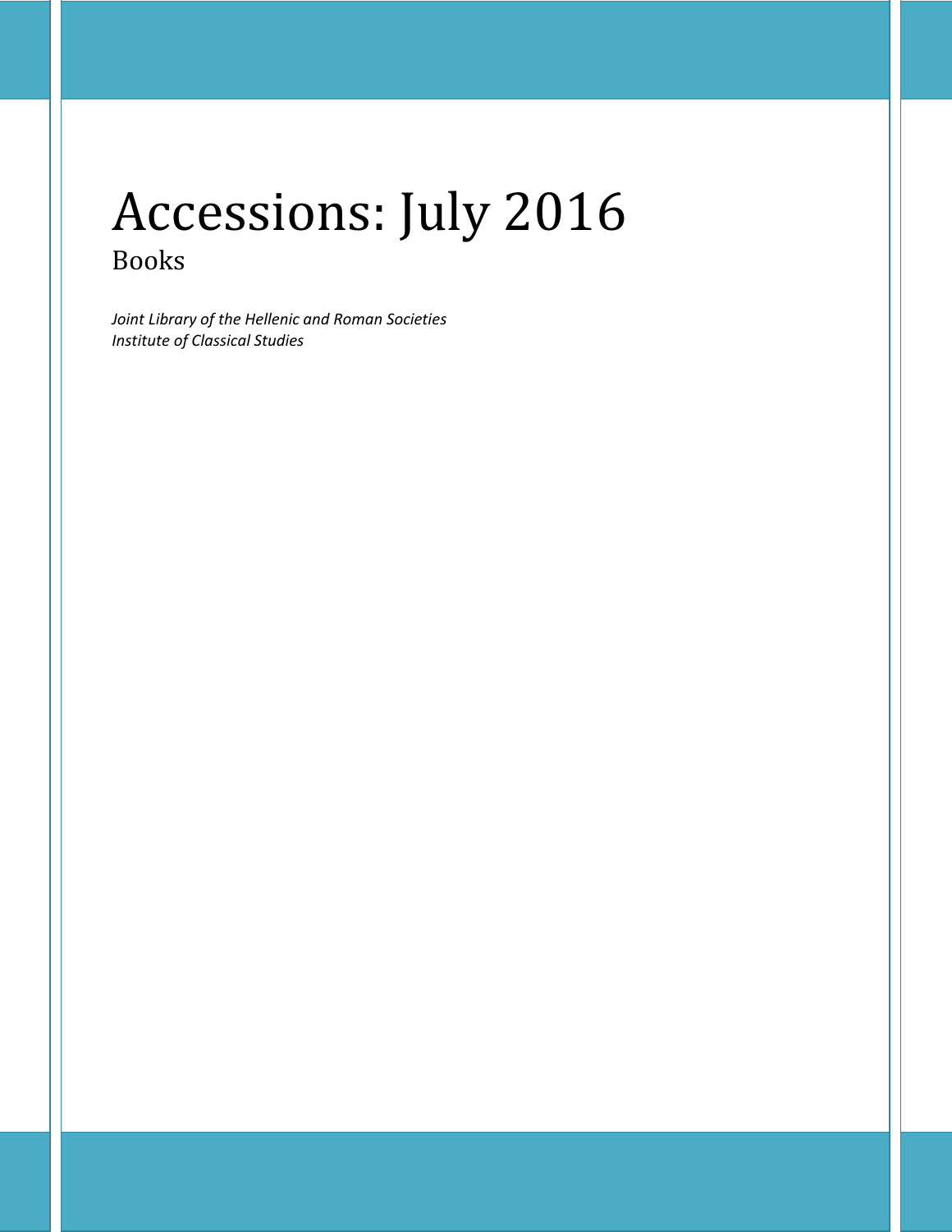# Accessions: July 2016

## Books

*Joint Library of the Hellenic and Roman Societies*
*Institute of Classical Studies*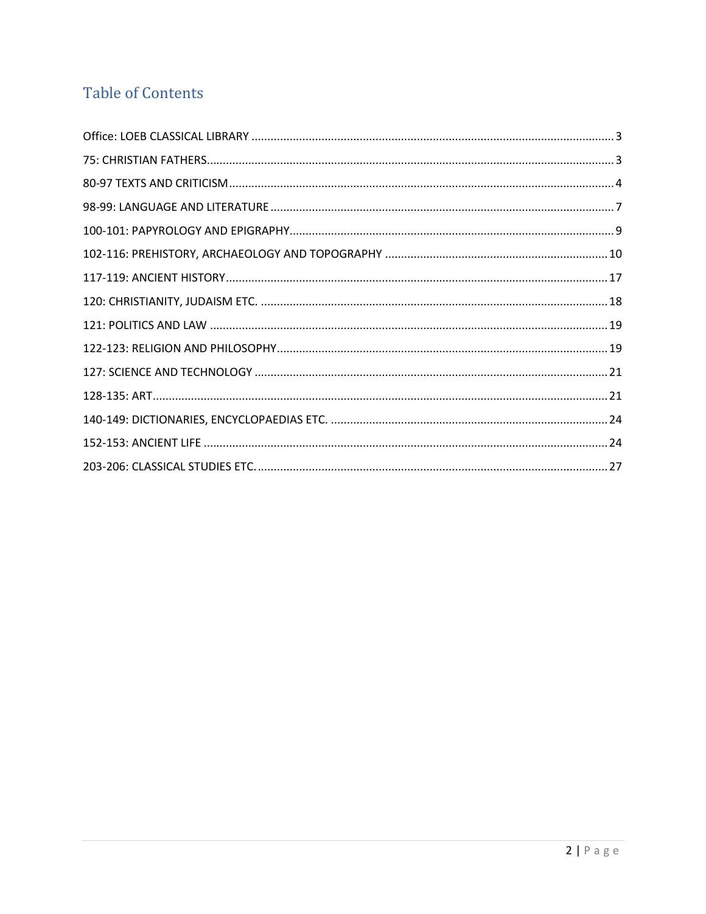# Table of Contents

Office: LOEB CLASSICAL LIBRARY ..... 3

75: CHRISTIAN FATHERS ..... 3

80-97 TEXTS AND CRITICISM ..... 4

98-99: LANGUAGE AND LITERATURE ..... 7

100-101: PAPYROLOGY AND EPIGRAPHY ..... 9

102-116: PREHISTORY, ARCHAEOLOGY AND TOPOGRAPHY ..... 10

117-119: ANCIENT HISTORY ..... 17

120: CHRISTIANITY, JUDAISM ETC. ..... 18

121: POLITICS AND LAW ..... 19

122-123: RELIGION AND PHILOSOPHY ..... 19

127: SCIENCE AND TECHNOLOGY ..... 21

128-135: ART ..... 21

140-149: DICTIONARIES, ENCYCLOPAEDIAS ETC. ..... 24

152-153: ANCIENT LIFE ..... 24

203-206: CLASSICAL STUDIES ETC. ..... 27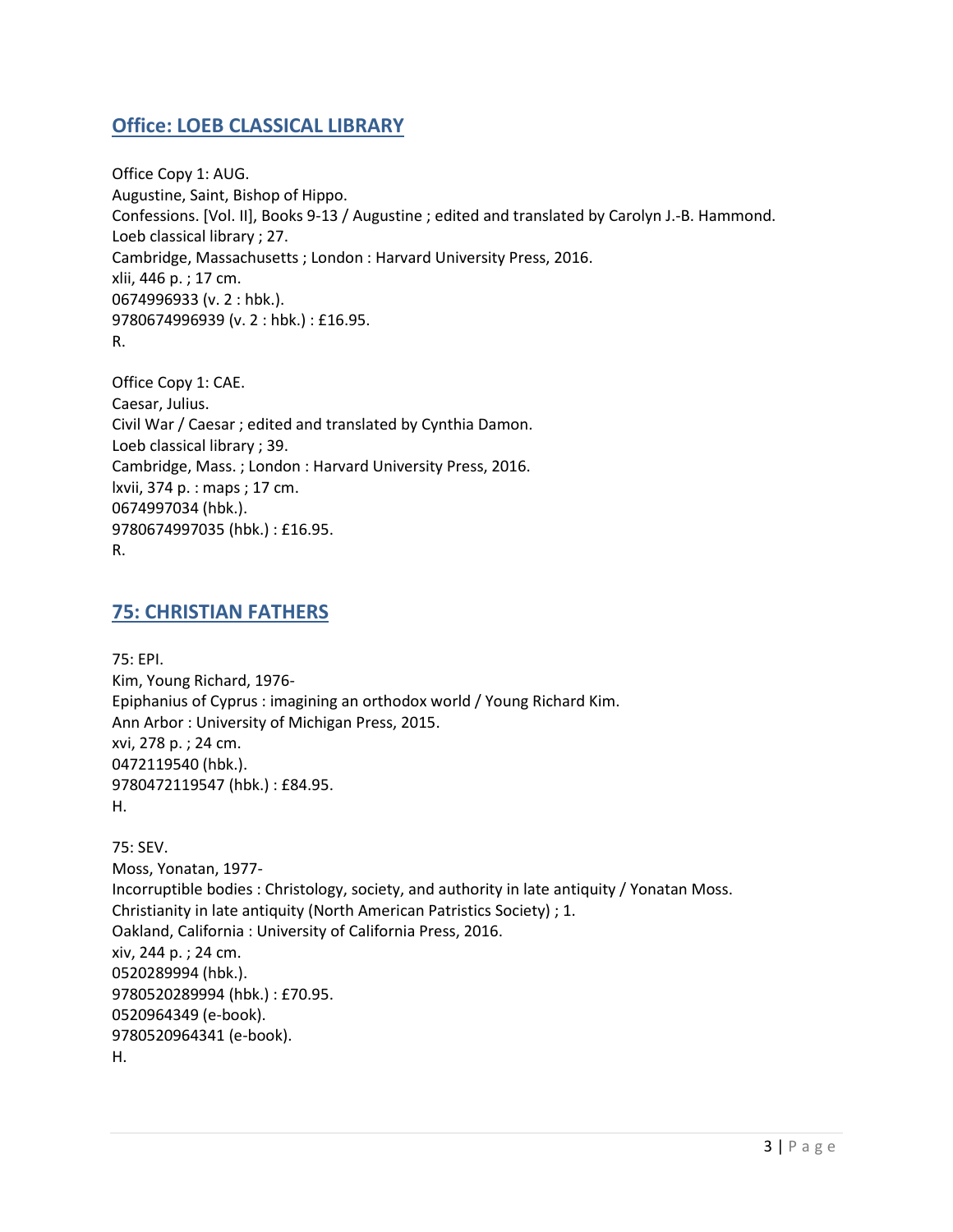## Office: LOEB CLASSICAL LIBRARY

Office Copy 1: AUG.
Augustine, Saint, Bishop of Hippo.
Confessions. [Vol. II], Books 9-13 / Augustine ; edited and translated by Carolyn J.-B. Hammond.
Loeb classical library ; 27.
Cambridge, Massachusetts ; London : Harvard University Press, 2016.
xlii, 446 p. ; 17 cm.
0674996933 (v. 2 : hbk.).
9780674996939 (v. 2 : hbk.) : £16.95.
R.

Office Copy 1: CAE.
Caesar, Julius.
Civil War / Caesar ; edited and translated by Cynthia Damon.
Loeb classical library ; 39.
Cambridge, Mass. ; London : Harvard University Press, 2016.
lxvii, 374 p. : maps ; 17 cm.
0674997034 (hbk.).
9780674997035 (hbk.) : £16.95.
R.

## 75: CHRISTIAN FATHERS

75: EPI.
Kim, Young Richard, 1976-
Epiphanius of Cyprus : imagining an orthodox world / Young Richard Kim.
Ann Arbor : University of Michigan Press, 2015.
xvi, 278 p. ; 24 cm.
0472119540 (hbk.).
9780472119547 (hbk.) : £84.95.
H.

75: SEV.
Moss, Yonatan, 1977-
Incorruptible bodies : Christology, society, and authority in late antiquity / Yonatan Moss.
Christianity in late antiquity (North American Patristics Society) ; 1.
Oakland, California : University of California Press, 2016.
xiv, 244 p. ; 24 cm.
0520289994 (hbk.).
9780520289994 (hbk.) : £70.95.
0520964349 (e-book).
9780520964341 (e-book).
H.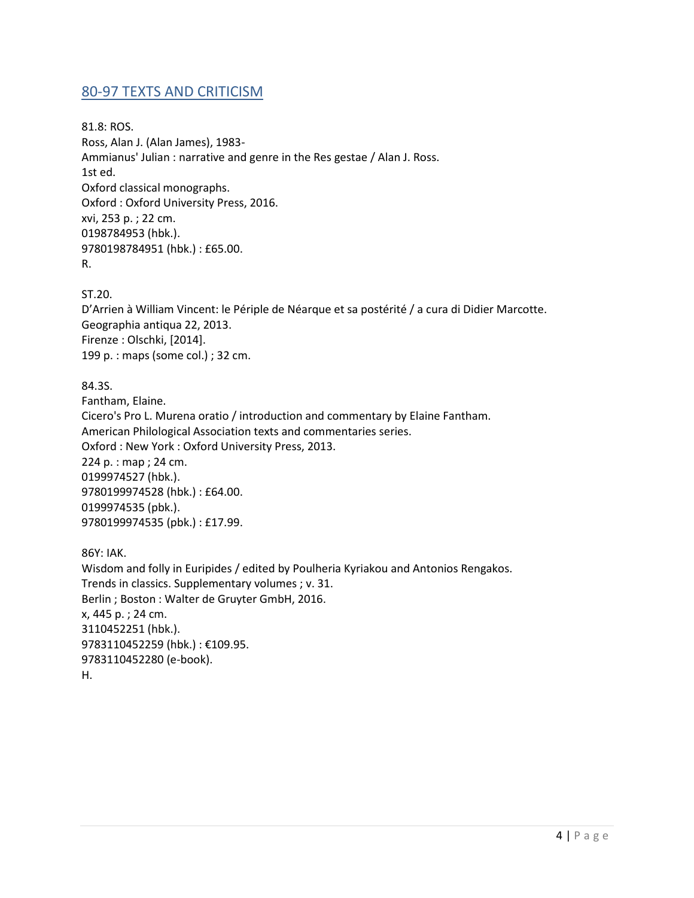## 80-97 TEXTS AND CRITICISM

81.8: ROS.
Ross, Alan J. (Alan James), 1983-
Ammianus' Julian : narrative and genre in the Res gestae / Alan J. Ross.
1st ed.
Oxford classical monographs.
Oxford : Oxford University Press, 2016.
xvi, 253 p. ; 22 cm.
0198784953 (hbk.).
9780198784951 (hbk.) : £65.00.
R.

ST.20.
D'Arrien à William Vincent: le Périple de Néarque et sa postérité / a cura di Didier Marcotte.
Geographia antiqua 22, 2013.
Firenze : Olschki, [2014].
199 p. : maps (some col.) ; 32 cm.

84.3S.
Fantham, Elaine.
Cicero's Pro L. Murena oratio / introduction and commentary by Elaine Fantham.
American Philological Association texts and commentaries series.
Oxford : New York : Oxford University Press, 2013.
224 p. : map ; 24 cm.
0199974527 (hbk.).
9780199974528 (hbk.) : £64.00.
0199974535 (pbk.).
9780199974535 (pbk.) : £17.99.

86Y: IAK.
Wisdom and folly in Euripides / edited by Poulheria Kyriakou and Antonios Rengakos.
Trends in classics. Supplementary volumes ; v. 31.
Berlin ; Boston : Walter de Gruyter GmbH, 2016.
x, 445 p. ; 24 cm.
3110452251 (hbk.).
9783110452259 (hbk.) : €109.95.
9783110452280 (e-book).
H.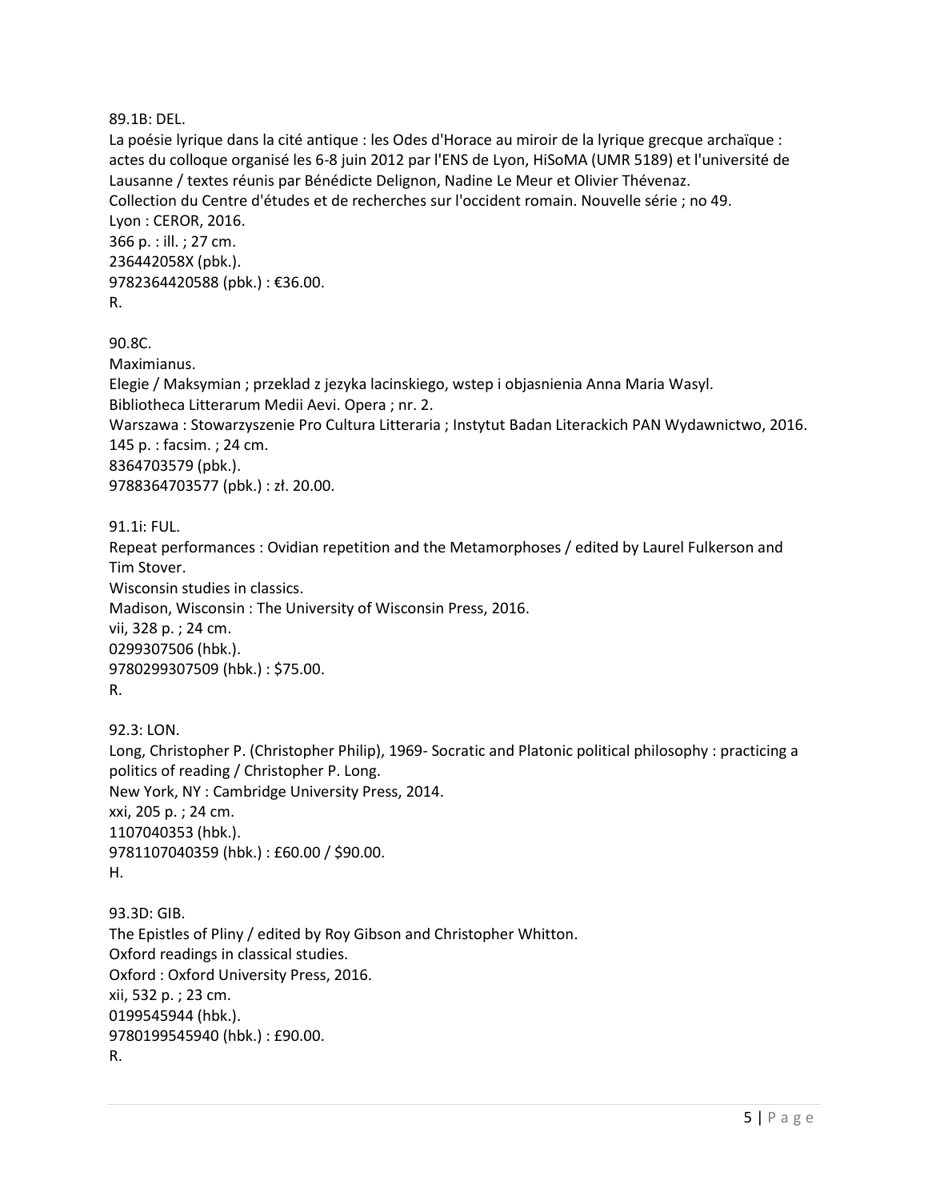89.1B: DEL.
La poésie lyrique dans la cité antique : les Odes d'Horace au miroir de la lyrique grecque archaïque : actes du colloque organisé les 6-8 juin 2012 par l'ENS de Lyon, HiSoMA (UMR 5189) et l'université de Lausanne / textes réunis par Bénédicte Delignon, Nadine Le Meur et Olivier Thévenaz.
Collection du Centre d'études et de recherches sur l'occident romain. Nouvelle série ; no 49.
Lyon : CEROR, 2016.
366 p. : ill. ; 27 cm.
236442058X (pbk.).
9782364420588 (pbk.) : €36.00.
R.

90.8C.
Maximianus.
Elegie / Maksymian ; przeklad z jezyka lacinskiego, wstep i objasnienia Anna Maria Wasyl.
Bibliotheca Litterarum Medii Aevi. Opera ; nr. 2.
Warszawa : Stowarzyszenie Pro Cultura Litteraria ; Instytut Badan Literackich PAN Wydawnictwo, 2016.
145 p. : facsim. ; 24 cm.
8364703579 (pbk.).
9788364703577 (pbk.) : zł. 20.00.

91.1i: FUL.
Repeat performances : Ovidian repetition and the Metamorphoses / edited by Laurel Fulkerson and Tim Stover.
Wisconsin studies in classics.
Madison, Wisconsin : The University of Wisconsin Press, 2016.
vii, 328 p. ; 24 cm.
0299307506 (hbk.).
9780299307509 (hbk.) : $75.00.
R.

92.3: LON.
Long, Christopher P. (Christopher Philip), 1969- Socratic and Platonic political philosophy : practicing a politics of reading / Christopher P. Long.
New York, NY : Cambridge University Press, 2014.
xxi, 205 p. ; 24 cm.
1107040353 (hbk.).
9781107040359 (hbk.) : £60.00 / $90.00.
H.

93.3D: GIB.
The Epistles of Pliny / edited by Roy Gibson and Christopher Whitton.
Oxford readings in classical studies.
Oxford : Oxford University Press, 2016.
xii, 532 p. ; 23 cm.
0199545944 (hbk.).
9780199545940 (hbk.) : £90.00.
R.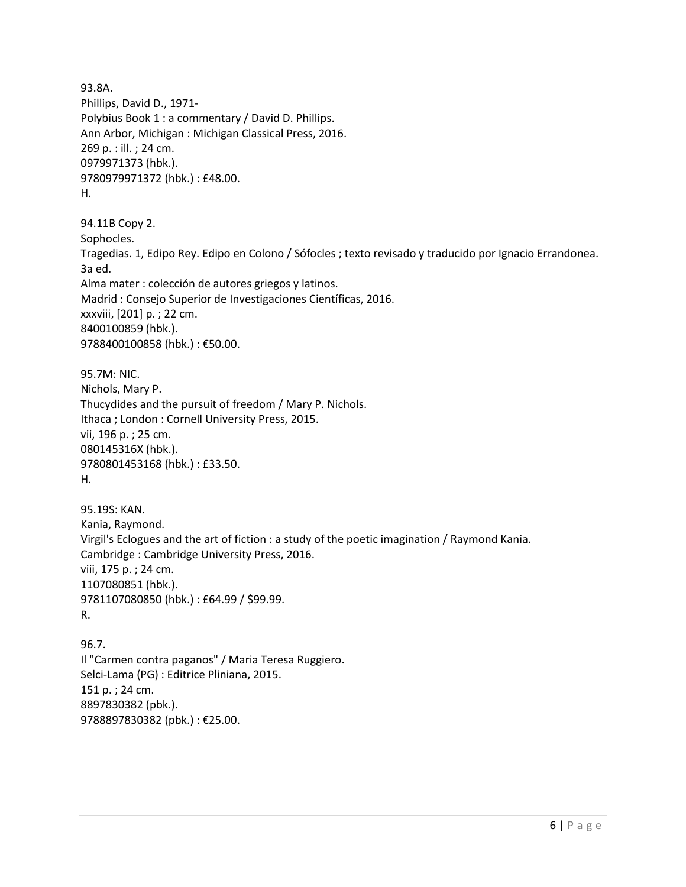93.8A.
Phillips, David D., 1971-
Polybius Book 1 : a commentary / David D. Phillips.
Ann Arbor, Michigan : Michigan Classical Press, 2016.
269 p. : ill. ; 24 cm.
0979971373 (hbk.).
9780979971372 (hbk.) : £48.00.
H.

94.11B Copy 2.
Sophocles.
Tragedias. 1, Edipo Rey. Edipo en Colono / Sófocles ; texto revisado y traducido por Ignacio Errandonea.
3a ed.
Alma mater : colección de autores griegos y latinos.
Madrid : Consejo Superior de Investigaciones Científicas, 2016.
xxxviii, [201] p. ; 22 cm.
8400100859 (hbk.).
9788400100858 (hbk.) : €50.00.

95.7M: NIC.
Nichols, Mary P.
Thucydides and the pursuit of freedom / Mary P. Nichols.
Ithaca ; London : Cornell University Press, 2015.
vii, 196 p. ; 25 cm.
080145316X (hbk.).
9780801453168 (hbk.) : £33.50.
H.

95.19S: KAN.
Kania, Raymond.
Virgil's Eclogues and the art of fiction : a study of the poetic imagination / Raymond Kania.
Cambridge : Cambridge University Press, 2016.
viii, 175 p. ; 24 cm.
1107080851 (hbk.).
9781107080850 (hbk.) : £64.99 / $99.99.
R.

96.7.
Il "Carmen contra paganos" / Maria Teresa Ruggiero.
Selci-Lama (PG) : Editrice Pliniana, 2015.
151 p. ; 24 cm.
8897830382 (pbk.).
9788897830382 (pbk.) : €25.00.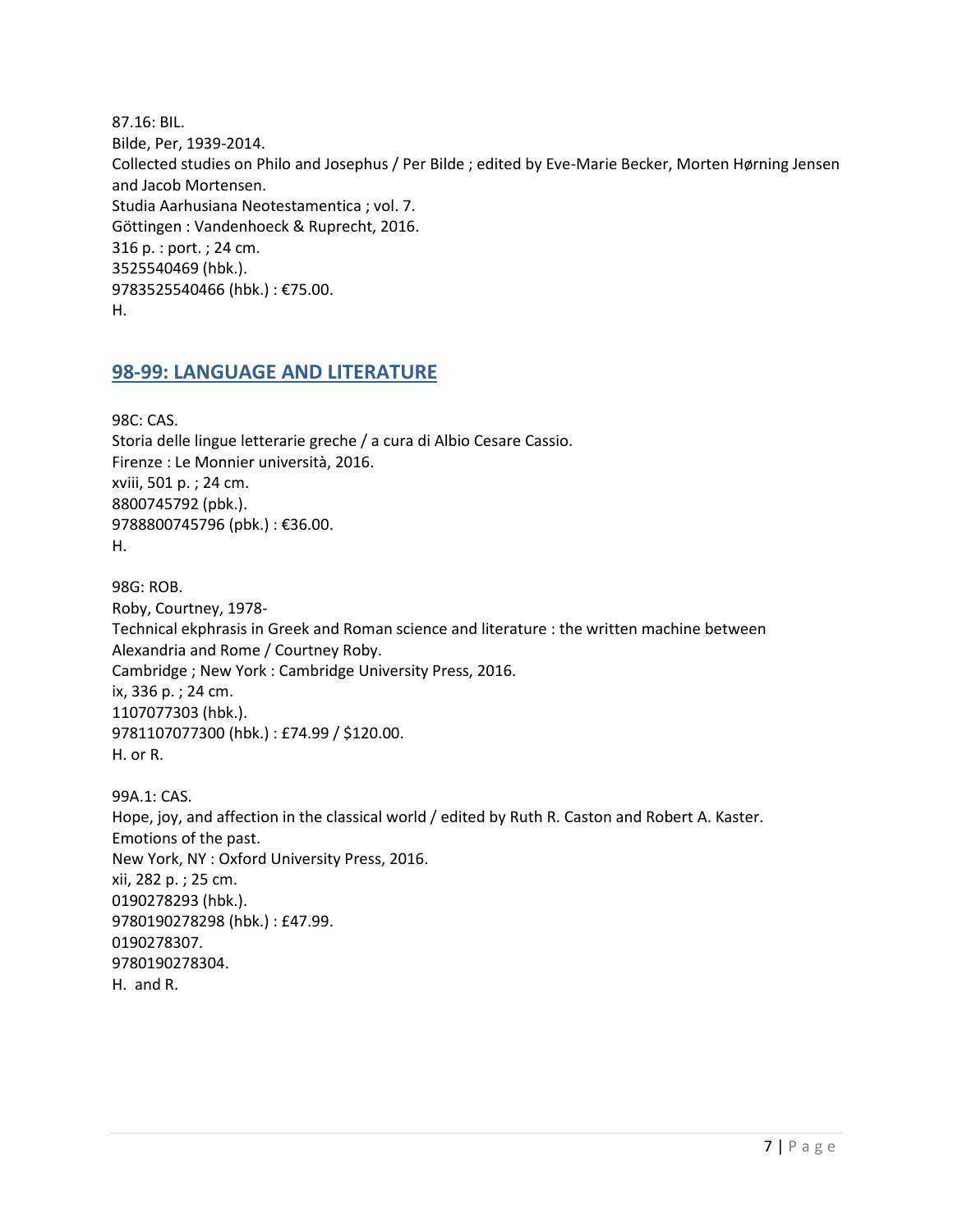87.16: BIL.
Bilde, Per, 1939-2014.
Collected studies on Philo and Josephus / Per Bilde ; edited by Eve-Marie Becker, Morten Hørning Jensen and Jacob Mortensen.
Studia Aarhusiana Neotestamentica ; vol. 7.
Göttingen : Vandenhoeck & Ruprecht, 2016.
316 p. : port. ; 24 cm.
3525540469 (hbk.).
9783525540466 (hbk.) : €75.00.
H.

## 98-99: LANGUAGE AND LITERATURE

98C: CAS.
Storia delle lingue letterarie greche / a cura di Albio Cesare Cassio.
Firenze : Le Monnier università, 2016.
xviii, 501 p. ; 24 cm.
8800745792 (pbk.).
9788800745796 (pbk.) : €36.00.
H.

98G: ROB.
Roby, Courtney, 1978-
Technical ekphrasis in Greek and Roman science and literature : the written machine between Alexandria and Rome / Courtney Roby.
Cambridge ; New York : Cambridge University Press, 2016.
ix, 336 p. ; 24 cm.
1107077303 (hbk.).
9781107077300 (hbk.) : £74.99 / $120.00.
H. or R.

99A.1: CAS.
Hope, joy, and affection in the classical world / edited by Ruth R. Caston and Robert A. Kaster.
Emotions of the past.
New York, NY : Oxford University Press, 2016.
xii, 282 p. ; 25 cm.
0190278293 (hbk.).
9780190278298 (hbk.) : £47.99.
0190278307.
9780190278304.
H. and R.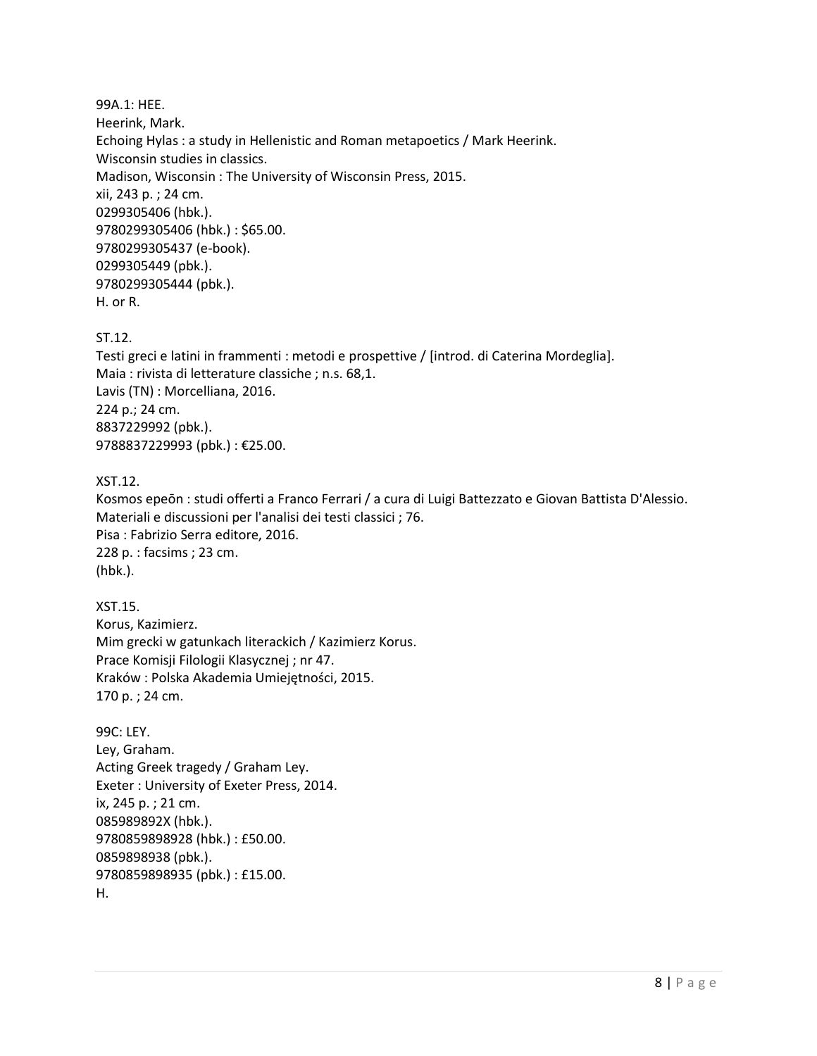99A.1: HEE.
Heerink, Mark.
Echoing Hylas : a study in Hellenistic and Roman metapoetics / Mark Heerink.
Wisconsin studies in classics.
Madison, Wisconsin : The University of Wisconsin Press, 2015.
xii, 243 p. ; 24 cm.
0299305406 (hbk.).
9780299305406 (hbk.) : $65.00.
9780299305437 (e-book).
0299305449 (pbk.).
9780299305444 (pbk.).
H. or R.

ST.12.
Testi greci e latini in frammenti : metodi e prospettive / [introd. di Caterina Mordeglia].
Maia : rivista di letterature classiche ; n.s. 68,1.
Lavis (TN) : Morcelliana, 2016.
224 p.; 24 cm.
8837229992 (pbk.).
9788837229993 (pbk.) : €25.00.

XST.12.
Kosmos epeōn : studi offerti a Franco Ferrari / a cura di Luigi Battezzato e Giovan Battista D'Alessio.
Materiali e discussioni per l'analisi dei testi classici ; 76.
Pisa : Fabrizio Serra editore, 2016.
228 p. : facsims ; 23 cm.
(hbk.).

XST.15.
Korus, Kazimierz.
Mim grecki w gatunkach literackich / Kazimierz Korus.
Prace Komisji Filologii Klasycznej ; nr 47.
Kraków : Polska Akademia Umiejętności, 2015.
170 p. ; 24 cm.

99C: LEY.
Ley, Graham.
Acting Greek tragedy / Graham Ley.
Exeter : University of Exeter Press, 2014.
ix, 245 p. ; 21 cm.
085989892X (hbk.).
9780859898928 (hbk.) : £50.00.
0859898938 (pbk.).
9780859898935 (pbk.) : £15.00.
H.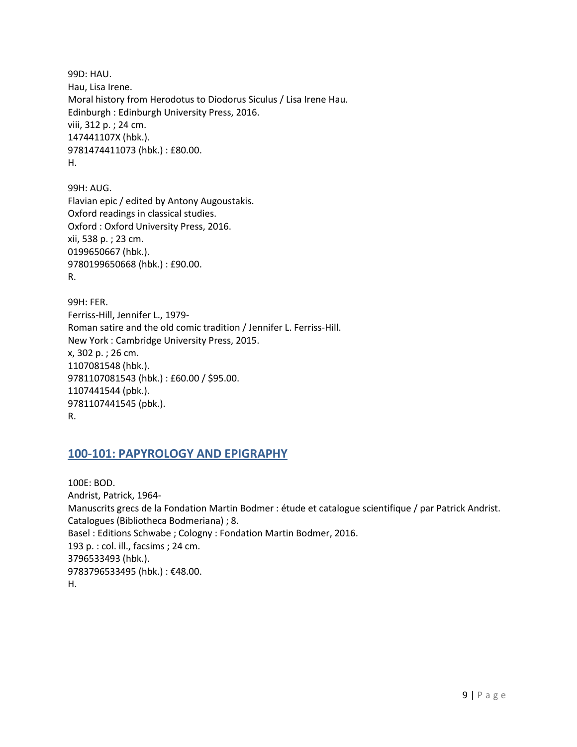99D: HAU.
Hau, Lisa Irene.
Moral history from Herodotus to Diodorus Siculus / Lisa Irene Hau.
Edinburgh : Edinburgh University Press, 2016.
viii, 312 p. ; 24 cm.
147441107X (hbk.).
9781474411073 (hbk.) : £80.00.
H.

99H: AUG.
Flavian epic / edited by Antony Augoustakis.
Oxford readings in classical studies.
Oxford : Oxford University Press, 2016.
xii, 538 p. ; 23 cm.
0199650667 (hbk.).
9780199650668 (hbk.) : £90.00.
R.

99H: FER.
Ferriss-Hill, Jennifer L., 1979-
Roman satire and the old comic tradition / Jennifer L. Ferriss-Hill.
New York : Cambridge University Press, 2015.
x, 302 p. ; 26 cm.
1107081548 (hbk.).
9781107081543 (hbk.) : £60.00 / $95.00.
1107441544 (pbk.).
9781107441545 (pbk.).
R.

## 100-101: PAPYROLOGY AND EPIGRAPHY

100E: BOD.
Andrist, Patrick, 1964-
Manuscrits grecs de la Fondation Martin Bodmer : étude et catalogue scientifique / par Patrick Andrist.
Catalogues (Bibliotheca Bodmeriana) ; 8.
Basel : Editions Schwabe ; Cologny : Fondation Martin Bodmer, 2016.
193 p. : col. ill., facsims ; 24 cm.
3796533493 (hbk.).
9783796533495 (hbk.) : €48.00.
H.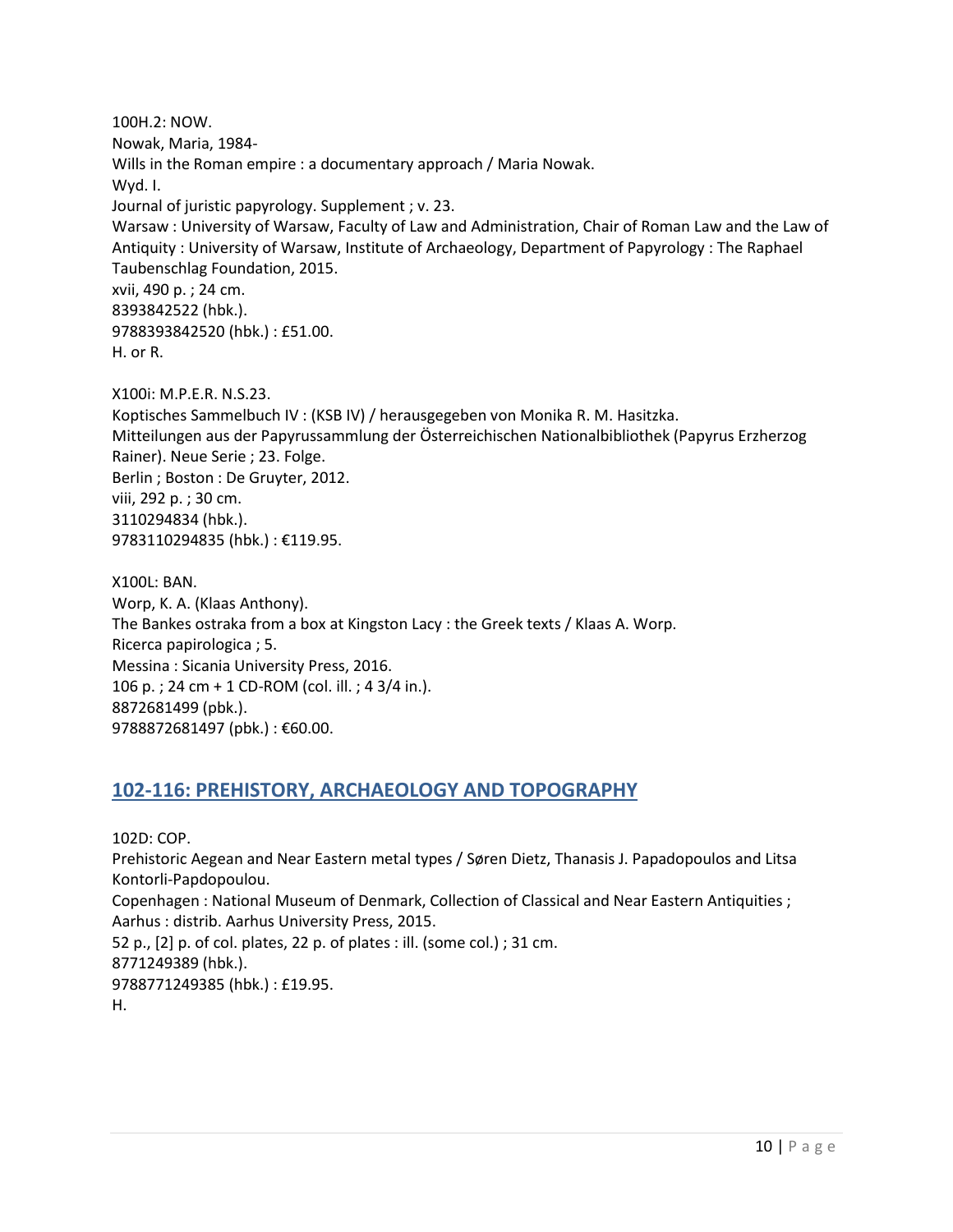100H.2: NOW.
Nowak, Maria, 1984-
Wills in the Roman empire : a documentary approach / Maria Nowak.
Wyd. I.
Journal of juristic papyrology. Supplement ; v. 23.
Warsaw : University of Warsaw, Faculty of Law and Administration, Chair of Roman Law and the Law of Antiquity : University of Warsaw, Institute of Archaeology, Department of Papyrology : The Raphael Taubenschlag Foundation, 2015.
xvii, 490 p. ; 24 cm.
8393842522 (hbk.).
9788393842520 (hbk.) : £51.00.
H. or R.

X100i: M.P.E.R. N.S.23.
Koptisches Sammelbuch IV : (KSB IV) / herausgegeben von Monika R. M. Hasitzka.
Mitteilungen aus der Papyrussammlung der Österreichischen Nationalbibliothek (Papyrus Erzherzog Rainer). Neue Serie ; 23. Folge.
Berlin ; Boston : De Gruyter, 2012.
viii, 292 p. ; 30 cm.
3110294834 (hbk.).
9783110294835 (hbk.) : €119.95.

X100L: BAN.
Worp, K. A. (Klaas Anthony).
The Bankes ostraka from a box at Kingston Lacy : the Greek texts / Klaas A. Worp.
Ricerca papirologica ; 5.
Messina : Sicania University Press, 2016.
106 p. ; 24 cm + 1 CD-ROM (col. ill. ; 4 3/4 in.).
8872681499 (pbk.).
9788872681497 (pbk.) : €60.00.

## 102-116: PREHISTORY, ARCHAEOLOGY AND TOPOGRAPHY

102D: COP.
Prehistoric Aegean and Near Eastern metal types / Søren Dietz, Thanasis J. Papadopoulos and Litsa Kontorli-Papdopoulou.
Copenhagen : National Museum of Denmark, Collection of Classical and Near Eastern Antiquities ; Aarhus : distrib. Aarhus University Press, 2015.
52 p., [2] p. of col. plates, 22 p. of plates : ill. (some col.) ; 31 cm.
8771249389 (hbk.).
9788771249385 (hbk.) : £19.95.
H.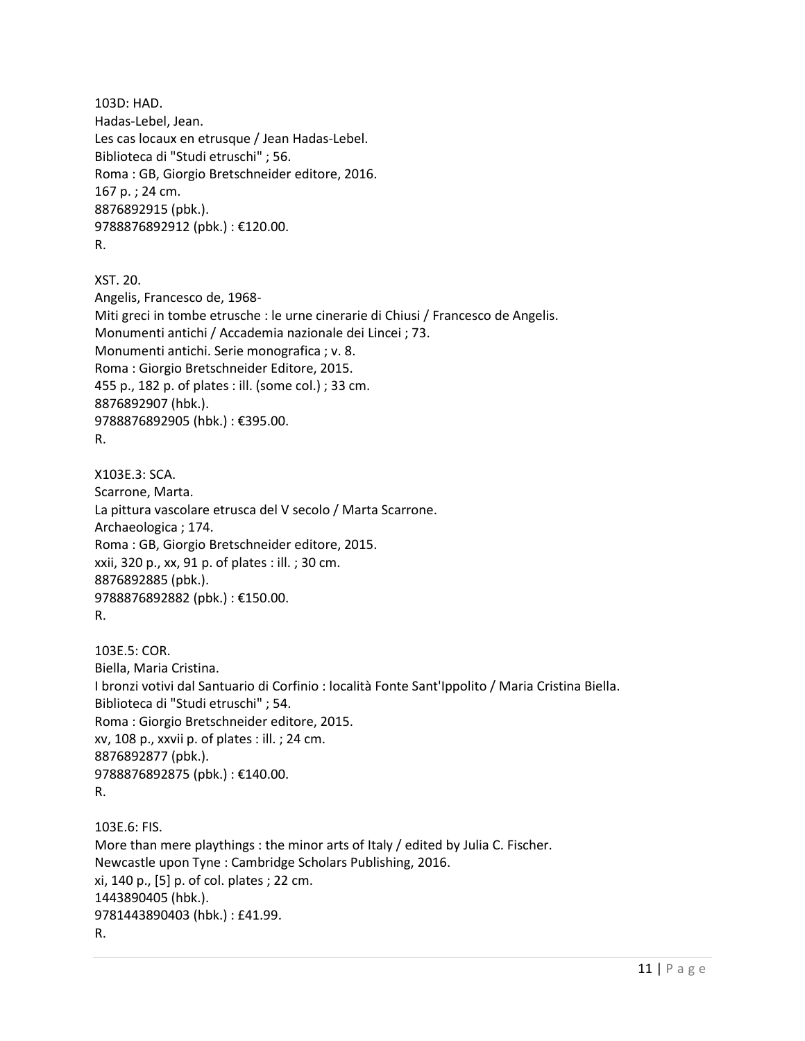103D: HAD.
Hadas-Lebel, Jean.
Les cas locaux en etrusque / Jean Hadas-Lebel.
Biblioteca di "Studi etruschi" ; 56.
Roma : GB, Giorgio Bretschneider editore, 2016.
167 p. ; 24 cm.
8876892915 (pbk.).
9788876892912 (pbk.) : €120.00.
R.

XST. 20.
Angelis, Francesco de, 1968-
Miti greci in tombe etrusche : le urne cinerarie di Chiusi / Francesco de Angelis.
Monumenti antichi / Accademia nazionale dei Lincei ; 73.
Monumenti antichi. Serie monografica ; v. 8.
Roma : Giorgio Bretschneider Editore, 2015.
455 p., 182 p. of plates : ill. (some col.) ; 33 cm.
8876892907 (hbk.).
9788876892905 (hbk.) : €395.00.
R.

X103E.3: SCA.
Scarrone, Marta.
La pittura vascolare etrusca del V secolo / Marta Scarrone.
Archaeologica ; 174.
Roma : GB, Giorgio Bretschneider editore, 2015.
xxii, 320 p., xx, 91 p. of plates : ill. ; 30 cm.
8876892885 (pbk.).
9788876892882 (pbk.) : €150.00.
R.

103E.5: COR.
Biella, Maria Cristina.
I bronzi votivi dal Santuario di Corfinio : località Fonte Sant'Ippolito / Maria Cristina Biella.
Biblioteca di "Studi etruschi" ; 54.
Roma : Giorgio Bretschneider editore, 2015.
xv, 108 p., xxvii p. of plates : ill. ; 24 cm.
8876892877 (pbk.).
9788876892875 (pbk.) : €140.00.
R.

103E.6: FIS.
More than mere playthings : the minor arts of Italy / edited by Julia C. Fischer.
Newcastle upon Tyne : Cambridge Scholars Publishing, 2016.
xi, 140 p., [5] p. of col. plates ; 22 cm.
1443890405 (hbk.).
9781443890403 (hbk.) : £41.99.
R.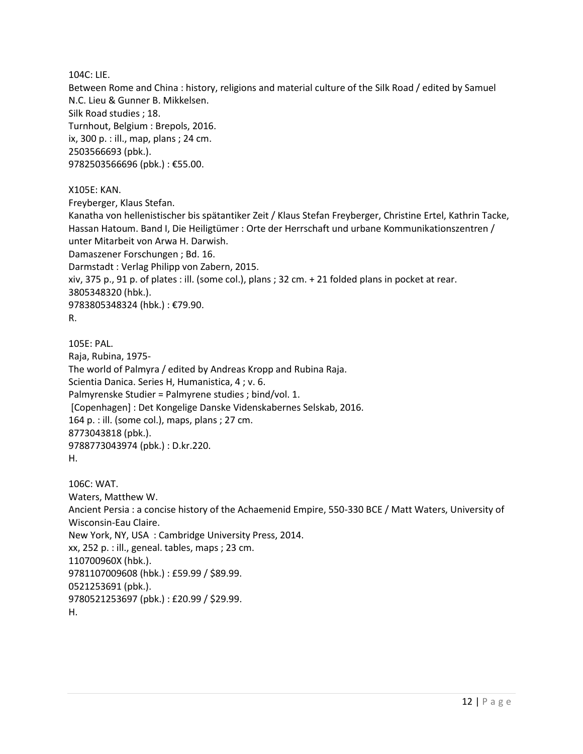104C: LIE.
Between Rome and China : history, religions and material culture of the Silk Road / edited by Samuel N.C. Lieu & Gunner B. Mikkelsen.
Silk Road studies ; 18.
Turnhout, Belgium : Brepols, 2016.
ix, 300 p. : ill., map, plans ; 24 cm.
2503566693 (pbk.).
9782503566696 (pbk.) : €55.00.

X105E: KAN.
Freyberger, Klaus Stefan.
Kanatha von hellenistischer bis spätantiker Zeit / Klaus Stefan Freyberger, Christine Ertel, Kathrin Tacke, Hassan Hatoum. Band I, Die Heiligtümer : Orte der Herrschaft und urbane Kommunikationszentren / unter Mitarbeit von Arwa H. Darwish.
Damaszener Forschungen ; Bd. 16.
Darmstadt : Verlag Philipp von Zabern, 2015.
xiv, 375 p., 91 p. of plates : ill. (some col.), plans ; 32 cm. + 21 folded plans in pocket at rear.
3805348320 (hbk.).
9783805348324 (hbk.) : €79.90.
R.

105E: PAL.
Raja, Rubina, 1975-
The world of Palmyra / edited by Andreas Kropp and Rubina Raja.
Scientia Danica. Series H, Humanistica, 4 ; v. 6.
Palmyrenske Studier = Palmyrene studies ; bind/vol. 1.
[Copenhagen] : Det Kongelige Danske Videnskabernes Selskab, 2016.
164 p. : ill. (some col.), maps, plans ; 27 cm.
8773043818 (pbk.).
9788773043974 (pbk.) : D.kr.220.
H.

106C: WAT.
Waters, Matthew W.
Ancient Persia : a concise history of the Achaemenid Empire, 550-330 BCE / Matt Waters, University of Wisconsin-Eau Claire.
New York, NY, USA : Cambridge University Press, 2014.
xx, 252 p. : ill., geneal. tables, maps ; 23 cm.
110700960X (hbk.).
9781107009608 (hbk.) : £59.99 / $89.99.
0521253691 (pbk.).
9780521253697 (pbk.) : £20.99 / $29.99.
H.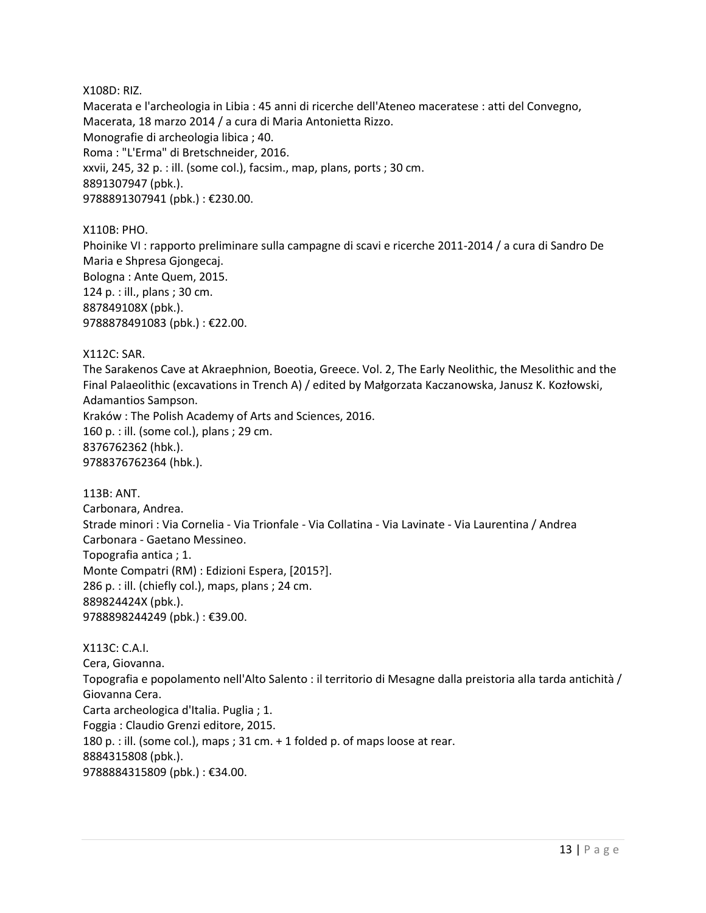X108D: RIZ.
Macerata e l'archeologia in Libia : 45 anni di ricerche dell'Ateneo maceratese : atti del Convegno, Macerata, 18 marzo 2014 / a cura di Maria Antonietta Rizzo.
Monografie di archeologia libica ; 40.
Roma : "L'Erma" di Bretschneider, 2016.
xxvii, 245, 32 p. : ill. (some col.), facsim., map, plans, ports ; 30 cm.
8891307947 (pbk.).
9788891307941 (pbk.) : €230.00.

X110B: PHO.
Phoinike VI : rapporto preliminare sulla campagne di scavi e ricerche 2011-2014 / a cura di Sandro De Maria e Shpresa Gjongecaj.
Bologna : Ante Quem, 2015.
124 p. : ill., plans ; 30 cm.
887849108X (pbk.).
9788878491083 (pbk.) : €22.00.

X112C: SAR.
The Sarakenos Cave at Akraephnion, Boeotia, Greece. Vol. 2, The Early Neolithic, the Mesolithic and the Final Palaeolithic (excavations in Trench A) / edited by Małgorzata Kaczanowska, Janusz K. Kozłowski, Adamantios Sampson.
Kraków : The Polish Academy of Arts and Sciences, 2016.
160 p. : ill. (some col.), plans ; 29 cm.
8376762362 (hbk.).
9788376762364 (hbk.).

113B: ANT.
Carbonara, Andrea.
Strade minori : Via Cornelia - Via Trionfale - Via Collatina - Via Lavinate - Via Laurentina / Andrea Carbonara - Gaetano Messineo.
Topografia antica ; 1.
Monte Compatri (RM) : Edizioni Espera, [2015?].
286 p. : ill. (chiefly col.), maps, plans ; 24 cm.
889824424X (pbk.).
9788898244249 (pbk.) : €39.00.

X113C: C.A.I.
Cera, Giovanna.
Topografia e popolamento nell'Alto Salento : il territorio di Mesagne dalla preistoria alla tarda antichità / Giovanna Cera.
Carta archeologica d'Italia. Puglia ; 1.
Foggia : Claudio Grenzi editore, 2015.
180 p. : ill. (some col.), maps ; 31 cm. + 1 folded p. of maps loose at rear.
8884315808 (pbk.).
9788884315809 (pbk.) : €34.00.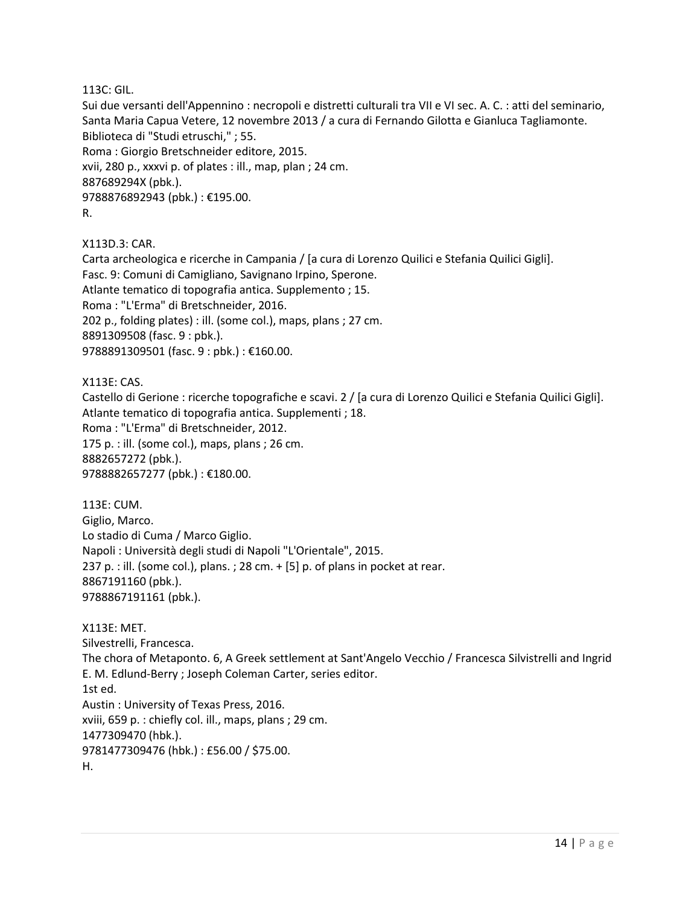113C: GIL.
Sui due versanti dell'Appennino : necropoli e distretti culturali tra VII e VI sec. A. C. : atti del seminario, Santa Maria Capua Vetere, 12 novembre 2013 / a cura di Fernando Gilotta e Gianluca Tagliamonte.
Biblioteca di "Studi etruschi," ; 55.
Roma : Giorgio Bretschneider editore, 2015.
xvii, 280 p., xxxvi p. of plates : ill., map, plan ; 24 cm.
887689294X (pbk.).
9788876892943 (pbk.) : €195.00.
R.

X113D.3: CAR.
Carta archeologica e ricerche in Campania / [a cura di Lorenzo Quilici e Stefania Quilici Gigli].
Fasc. 9: Comuni di Camigliano, Savignano Irpino, Sperone.
Atlante tematico di topografia antica. Supplemento ; 15.
Roma : "L'Erma" di Bretschneider, 2016.
202 p., folding plates) : ill. (some col.), maps, plans ; 27 cm.
8891309508 (fasc. 9 : pbk.).
9788891309501 (fasc. 9 : pbk.) : €160.00.

X113E: CAS.
Castello di Gerione : ricerche topografiche e scavi. 2 / [a cura di Lorenzo Quilici e Stefania Quilici Gigli].
Atlante tematico di topografia antica. Supplementi ; 18.
Roma : "L'Erma" di Bretschneider, 2012.
175 p. : ill. (some col.), maps, plans ; 26 cm.
8882657272 (pbk.).
9788882657277 (pbk.) : €180.00.

113E: CUM.
Giglio, Marco.
Lo stadio di Cuma / Marco Giglio.
Napoli : Università degli studi di Napoli "L'Orientale", 2015.
237 p. : ill. (some col.), plans. ; 28 cm. + [5] p. of plans in pocket at rear.
8867191160 (pbk.).
9788867191161 (pbk.).

X113E: MET.
Silvestrelli, Francesca.
The chora of Metaponto. 6, A Greek settlement at Sant'Angelo Vecchio / Francesca Silvistrelli and Ingrid E. M. Edlund-Berry ; Joseph Coleman Carter, series editor.
1st ed.
Austin : University of Texas Press, 2016.
xviii, 659 p. : chiefly col. ill., maps, plans ; 29 cm.
1477309470 (hbk.).
9781477309476 (hbk.) : £56.00 / $75.00.
H.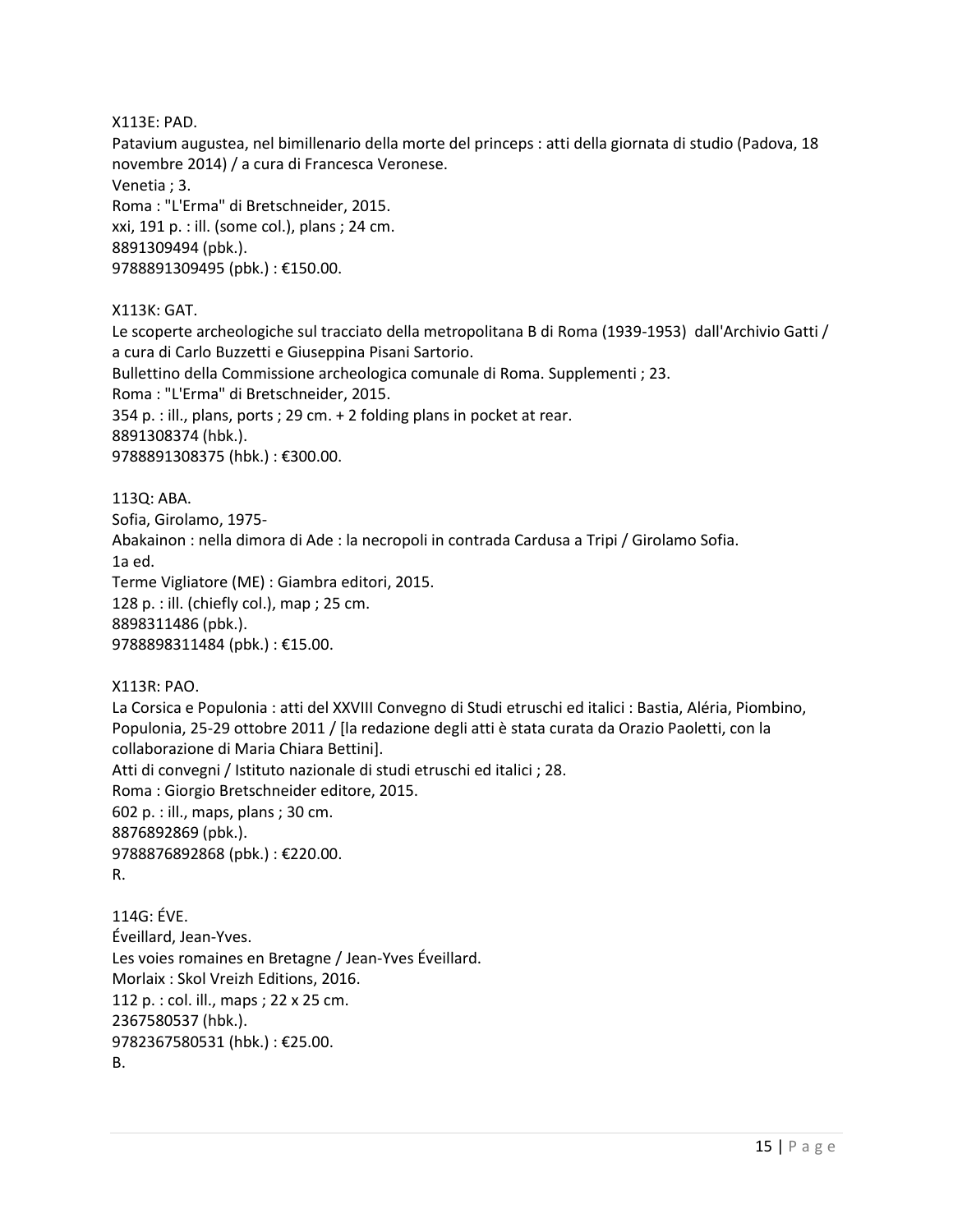X113E: PAD.
Patavium augustea, nel bimillenario della morte del princeps : atti della giornata di studio (Padova, 18 novembre 2014) / a cura di Francesca Veronese.
Venetia ; 3.
Roma : "L'Erma" di Bretschneider, 2015.
xxi, 191 p. : ill. (some col.), plans ; 24 cm.
8891309494 (pbk.).
9788891309495 (pbk.) : €150.00.

X113K: GAT.
Le scoperte archeologiche sul tracciato della metropolitana B di Roma (1939-1953) dall'Archivio Gatti / a cura di Carlo Buzzetti e Giuseppina Pisani Sartorio.
Bullettino della Commissione archeologica comunale di Roma. Supplementi ; 23.
Roma : "L'Erma" di Bretschneider, 2015.
354 p. : ill., plans, ports ; 29 cm. + 2 folding plans in pocket at rear.
8891308374 (hbk.).
9788891308375 (hbk.) : €300.00.

113Q: ABA.
Sofia, Girolamo, 1975-
Abakainon : nella dimora di Ade : la necropoli in contrada Cardusa a Tripi / Girolamo Sofia.
1a ed.
Terme Vigliatore (ME) : Giambra editori, 2015.
128 p. : ill. (chiefly col.), map ; 25 cm.
8898311486 (pbk.).
9788898311484 (pbk.) : €15.00.

X113R: PAO.
La Corsica e Populonia : atti del XXVIII Convegno di Studi etruschi ed italici : Bastia, Aléria, Piombino, Populonia, 25-29 ottobre 2011 / [la redazione degli atti è stata curata da Orazio Paoletti, con la collaborazione di Maria Chiara Bettini].
Atti di convegni / Istituto nazionale di studi etruschi ed italici ; 28.
Roma : Giorgio Bretschneider editore, 2015.
602 p. : ill., maps, plans ; 30 cm.
8876892869 (pbk.).
9788876892868 (pbk.) : €220.00.
R.

114G: ÉVE.
Éveillard, Jean-Yves.
Les voies romaines en Bretagne / Jean-Yves Éveillard.
Morlaix : Skol Vreizh Editions, 2016.
112 p. : col. ill., maps ; 22 x 25 cm.
2367580537 (hbk.).
9782367580531 (hbk.) : €25.00.
B.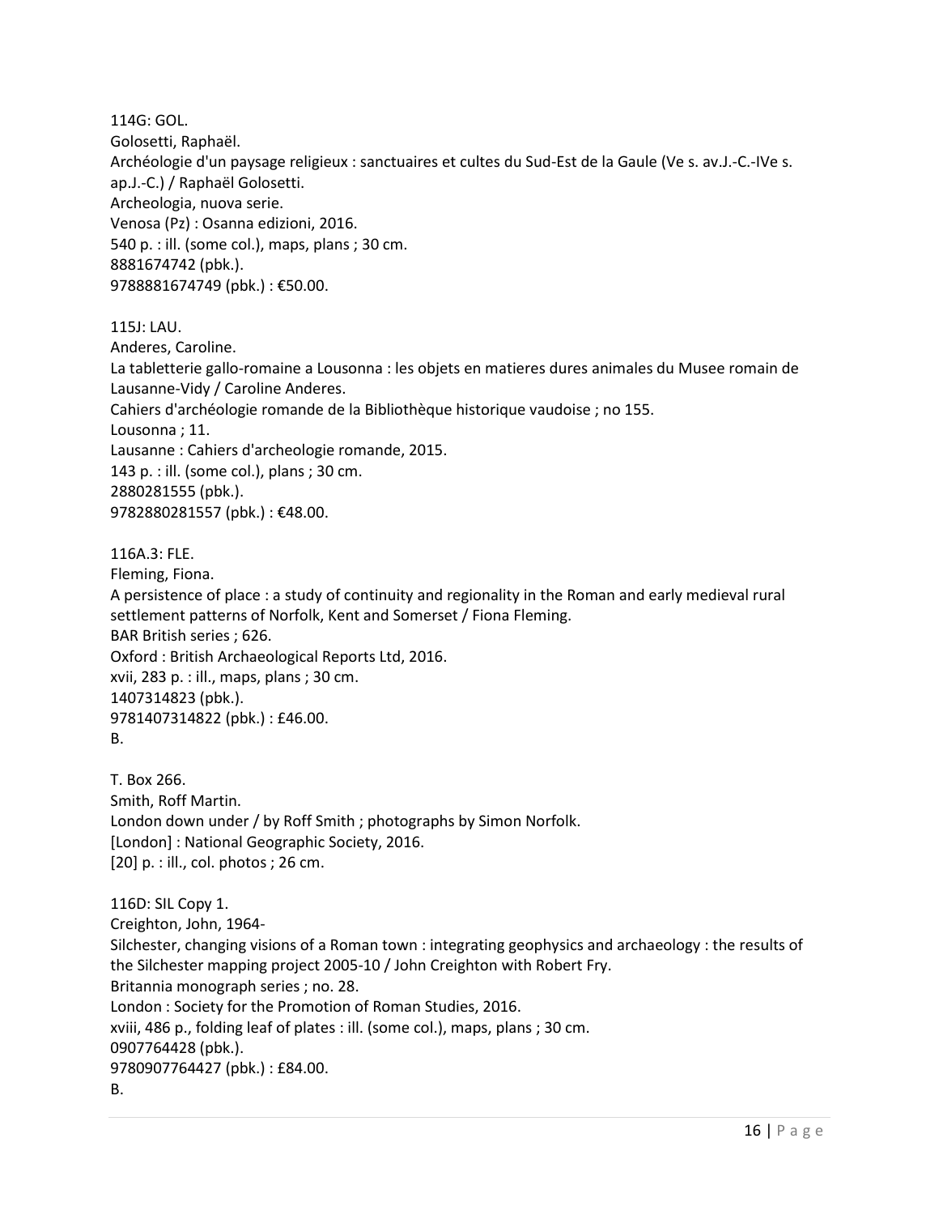114G: GOL.
Golosetti, Raphaël.
Archéologie d'un paysage religieux : sanctuaires et cultes du Sud-Est de la Gaule (Ve s. av.J.-C.-IVe s. ap.J.-C.) / Raphaël Golosetti.
Archeologia, nuova serie.
Venosa (Pz) : Osanna edizioni, 2016.
540 p. : ill. (some col.), maps, plans ; 30 cm.
8881674742 (pbk.).
9788881674749 (pbk.) : €50.00.

115J: LAU.
Anderes, Caroline.
La tabletterie gallo-romaine a Lousonna : les objets en matieres dures animales du Musee romain de Lausanne-Vidy / Caroline Anderes.
Cahiers d'archéologie romande de la Bibliothèque historique vaudoise ; no 155.
Lousonna ; 11.
Lausanne : Cahiers d'archeologie romande, 2015.
143 p. : ill. (some col.), plans ; 30 cm.
2880281555 (pbk.).
9782880281557 (pbk.) : €48.00.

116A.3: FLE.
Fleming, Fiona.
A persistence of place : a study of continuity and regionality in the Roman and early medieval rural settlement patterns of Norfolk, Kent and Somerset / Fiona Fleming.
BAR British series ; 626.
Oxford : British Archaeological Reports Ltd, 2016.
xvii, 283 p. : ill., maps, plans ; 30 cm.
1407314823 (pbk.).
9781407314822 (pbk.) : £46.00.
B.

T. Box 266.
Smith, Roff Martin.
London down under / by Roff Smith ; photographs by Simon Norfolk.
[London] : National Geographic Society, 2016.
[20] p. : ill., col. photos ; 26 cm.

116D: SIL Copy 1.
Creighton, John, 1964-
Silchester, changing visions of a Roman town : integrating geophysics and archaeology : the results of the Silchester mapping project 2005-10 / John Creighton with Robert Fry.
Britannia monograph series ; no. 28.
London : Society for the Promotion of Roman Studies, 2016.
xviii, 486 p., folding leaf of plates : ill. (some col.), maps, plans ; 30 cm.
0907764428 (pbk.).
9780907764427 (pbk.) : £84.00.
B.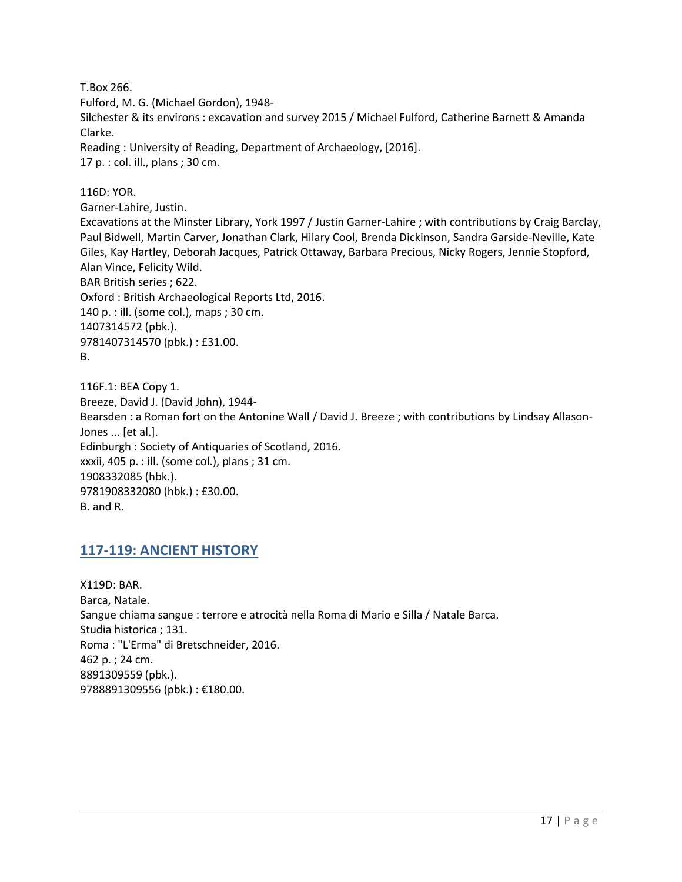T.Box 266.
Fulford, M. G. (Michael Gordon), 1948-
Silchester & its environs : excavation and survey 2015 / Michael Fulford, Catherine Barnett & Amanda Clarke.
Reading : University of Reading, Department of Archaeology, [2016].
17 p. : col. ill., plans ; 30 cm.

116D: YOR.
Garner-Lahire, Justin.
Excavations at the Minster Library, York 1997 / Justin Garner-Lahire ; with contributions by Craig Barclay, Paul Bidwell, Martin Carver, Jonathan Clark, Hilary Cool, Brenda Dickinson, Sandra Garside-Neville, Kate Giles, Kay Hartley, Deborah Jacques, Patrick Ottaway, Barbara Precious, Nicky Rogers, Jennie Stopford, Alan Vince, Felicity Wild.
BAR British series ; 622.
Oxford : British Archaeological Reports Ltd, 2016.
140 p. : ill. (some col.), maps ; 30 cm.
1407314572 (pbk.).
9781407314570 (pbk.) : £31.00.
B.

116F.1: BEA Copy 1.
Breeze, David J. (David John), 1944-
Bearsden : a Roman fort on the Antonine Wall / David J. Breeze ; with contributions by Lindsay Allason-Jones ... [et al.].
Edinburgh : Society of Antiquaries of Scotland, 2016.
xxxii, 405 p. : ill. (some col.), plans ; 31 cm.
1908332085 (hbk.).
9781908332080 (hbk.) : £30.00.
B. and R.

## 117-119: ANCIENT HISTORY

X119D: BAR.
Barca, Natale.
Sangue chiama sangue : terrore e atrocità nella Roma di Mario e Silla / Natale Barca.
Studia historica ; 131.
Roma : "L'Erma" di Bretschneider, 2016.
462 p. ; 24 cm.
8891309559 (pbk.).
9788891309556 (pbk.) : €180.00.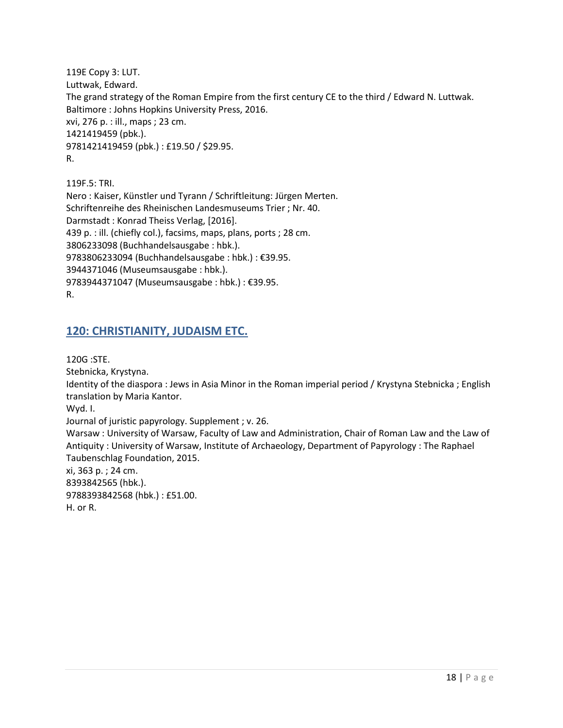119E Copy 3: LUT.
Luttwak, Edward.
The grand strategy of the Roman Empire from the first century CE to the third / Edward N. Luttwak.
Baltimore : Johns Hopkins University Press, 2016.
xvi, 276 p. : ill., maps ; 23 cm.
1421419459 (pbk.).
9781421419459 (pbk.) : £19.50 / $29.95.
R.

119F.5: TRI.
Nero : Kaiser, Künstler und Tyrann / Schriftleitung: Jürgen Merten.
Schriftenreihe des Rheinischen Landesmuseums Trier ; Nr. 40.
Darmstadt : Konrad Theiss Verlag, [2016].
439 p. : ill. (chiefly col.), facsims, maps, plans, ports ; 28 cm.
3806233098 (Buchhandelsausgabe : hbk.).
9783806233094 (Buchhandelsausgabe : hbk.) : €39.95.
3944371046 (Museumsausgabe : hbk.).
9783944371047 (Museumsausgabe : hbk.) : €39.95.
R.

## 120: CHRISTIANITY, JUDAISM ETC.

120G :STE.
Stebnicka, Krystyna.
Identity of the diaspora : Jews in Asia Minor in the Roman imperial period / Krystyna Stebnicka ; English translation by Maria Kantor.
Wyd. I.
Journal of juristic papyrology. Supplement ; v. 26.
Warsaw : University of Warsaw, Faculty of Law and Administration, Chair of Roman Law and the Law of Antiquity : University of Warsaw, Institute of Archaeology, Department of Papyrology : The Raphael Taubenschlag Foundation, 2015.
xi, 363 p. ; 24 cm.
8393842565 (hbk.).
9788393842568 (hbk.) : £51.00.
H. or R.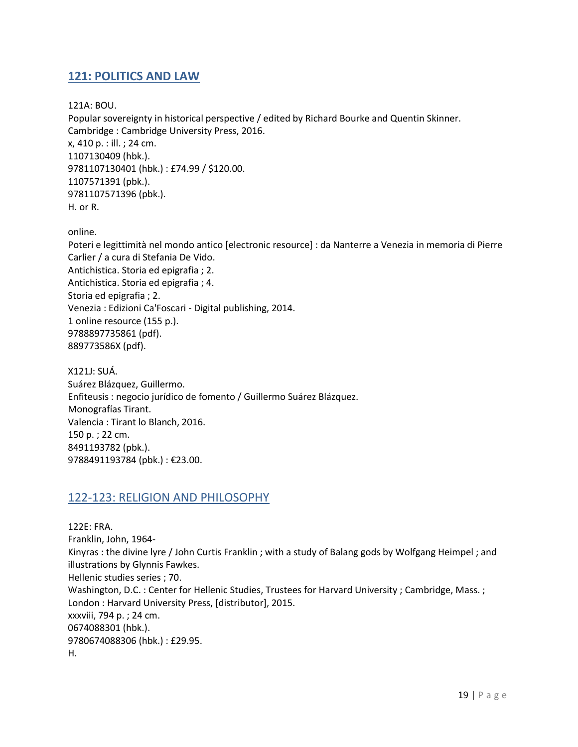## 121: POLITICS AND LAW

121A: BOU.
Popular sovereignty in historical perspective / edited by Richard Bourke and Quentin Skinner.
Cambridge : Cambridge University Press, 2016.
x, 410 p. : ill. ; 24 cm.
1107130409 (hbk.).
9781107130401 (hbk.) : £74.99 / $120.00.
1107571391 (pbk.).
9781107571396 (pbk.).
H. or R.

online.
Poteri e legittimità nel mondo antico [electronic resource] : da Nanterre a Venezia in memoria di Pierre Carlier / a cura di Stefania De Vido.
Antichistica. Storia ed epigrafia ; 2.
Antichistica. Storia ed epigrafia ; 4.
Storia ed epigrafia ; 2.
Venezia : Edizioni Ca'Foscari - Digital publishing, 2014.
1 online resource (155 p.).
9788897735861 (pdf).
889773586X (pdf).

X121J: SUÁ.
Suárez Blázquez, Guillermo.
Enfiteusis : negocio jurídico de fomento / Guillermo Suárez Blázquez.
Monografías Tirant.
Valencia : Tirant lo Blanch, 2016.
150 p. ; 22 cm.
8491193782 (pbk.).
9788491193784 (pbk.) : €23.00.

## 122-123: RELIGION AND PHILOSOPHY

122E: FRA.
Franklin, John, 1964-
Kinyras : the divine lyre / John Curtis Franklin ; with a study of Balang gods by Wolfgang Heimpel ; and illustrations by Glynnis Fawkes.
Hellenic studies series ; 70.
Washington, D.C. : Center for Hellenic Studies, Trustees for Harvard University ; Cambridge, Mass. ; London : Harvard University Press, [distributor], 2015.
xxxviii, 794 p. ; 24 cm.
0674088301 (hbk.).
9780674088306 (hbk.) : £29.95.
H.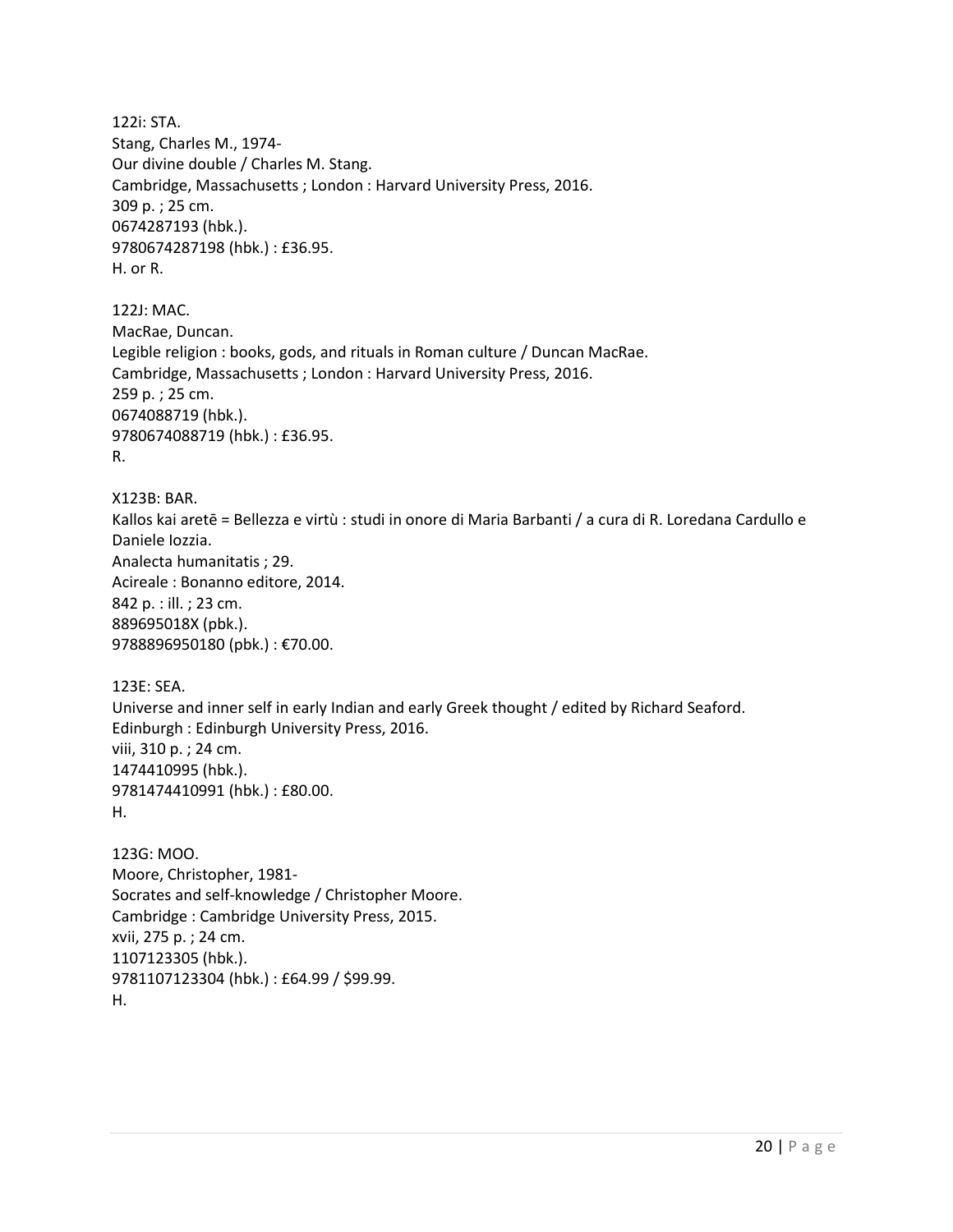122i: STA.
Stang, Charles M., 1974-
Our divine double / Charles M. Stang.
Cambridge, Massachusetts ; London : Harvard University Press, 2016.
309 p. ; 25 cm.
0674287193 (hbk.).
9780674287198 (hbk.) : £36.95.
H. or R.

122J: MAC.
MacRae, Duncan.
Legible religion : books, gods, and rituals in Roman culture / Duncan MacRae.
Cambridge, Massachusetts ; London : Harvard University Press, 2016.
259 p. ; 25 cm.
0674088719 (hbk.).
9780674088719 (hbk.) : £36.95.
R.

X123B: BAR.
Kallos kai aretē = Bellezza e virtù : studi in onore di Maria Barbanti / a cura di R. Loredana Cardullo e Daniele Iozzia.
Analecta humanitatis ; 29.
Acireale : Bonanno editore, 2014.
842 p. : ill. ; 23 cm.
889695018X (pbk.).
9788896950180 (pbk.) : €70.00.

123E: SEA.
Universe and inner self in early Indian and early Greek thought / edited by Richard Seaford.
Edinburgh : Edinburgh University Press, 2016.
viii, 310 p. ; 24 cm.
1474410995 (hbk.).
9781474410991 (hbk.) : £80.00.
H.

123G: MOO.
Moore, Christopher, 1981-
Socrates and self-knowledge / Christopher Moore.
Cambridge : Cambridge University Press, 2015.
xvii, 275 p. ; 24 cm.
1107123305 (hbk.).
9781107123304 (hbk.) : £64.99 / $99.99.
H.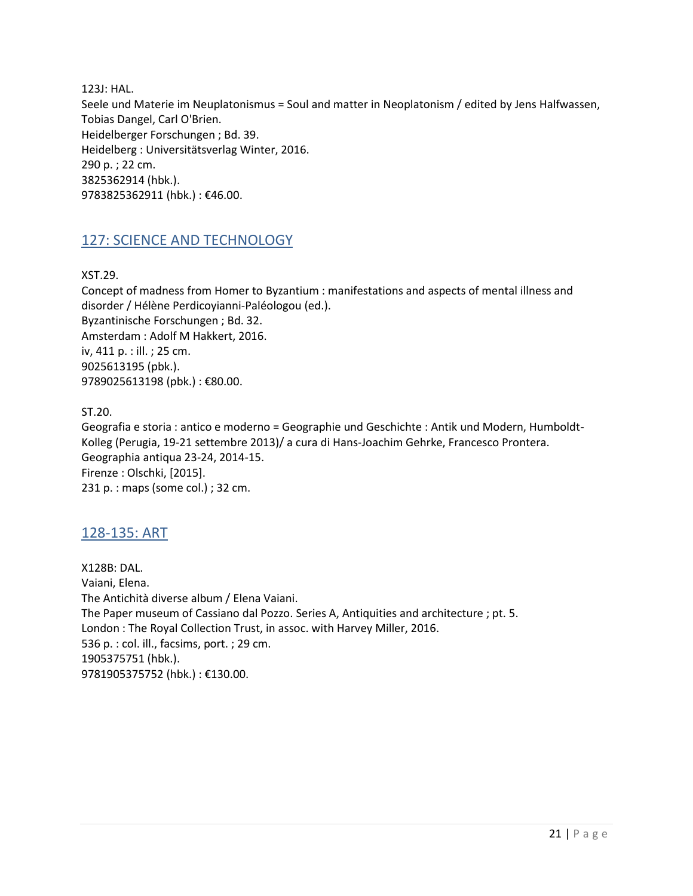123J: HAL.
Seele und Materie im Neuplatonismus = Soul and matter in Neoplatonism / edited by Jens Halfwassen, Tobias Dangel, Carl O'Brien.
Heidelberger Forschungen ; Bd. 39.
Heidelberg : Universitätsverlag Winter, 2016.
290 p. ; 22 cm.
3825362914 (hbk.).
9783825362911 (hbk.) : €46.00.

## 127: SCIENCE AND TECHNOLOGY

XST.29.
Concept of madness from Homer to Byzantium : manifestations and aspects of mental illness and disorder / Hélène Perdicoyianni-Paléologou (ed.).
Byzantinische Forschungen ; Bd. 32.
Amsterdam : Adolf M Hakkert, 2016.
iv, 411 p. : ill. ; 25 cm.
9025613195 (pbk.).
9789025613198 (pbk.) : €80.00.

ST.20.
Geografia e storia : antico e moderno = Geographie und Geschichte : Antik und Modern, Humboldt-Kolleg (Perugia, 19-21 settembre 2013)/ a cura di Hans-Joachim Gehrke, Francesco Prontera.
Geographia antiqua 23-24, 2014-15.
Firenze : Olschki, [2015].
231 p. : maps (some col.) ; 32 cm.

## 128-135: ART

X128B: DAL.
Vaiani, Elena.
The Antichità diverse album / Elena Vaiani.
The Paper museum of Cassiano dal Pozzo. Series A, Antiquities and architecture ; pt. 5.
London : The Royal Collection Trust, in assoc. with Harvey Miller, 2016.
536 p. : col. ill., facsims, port. ; 29 cm.
1905375751 (hbk.).
9781905375752 (hbk.) : €130.00.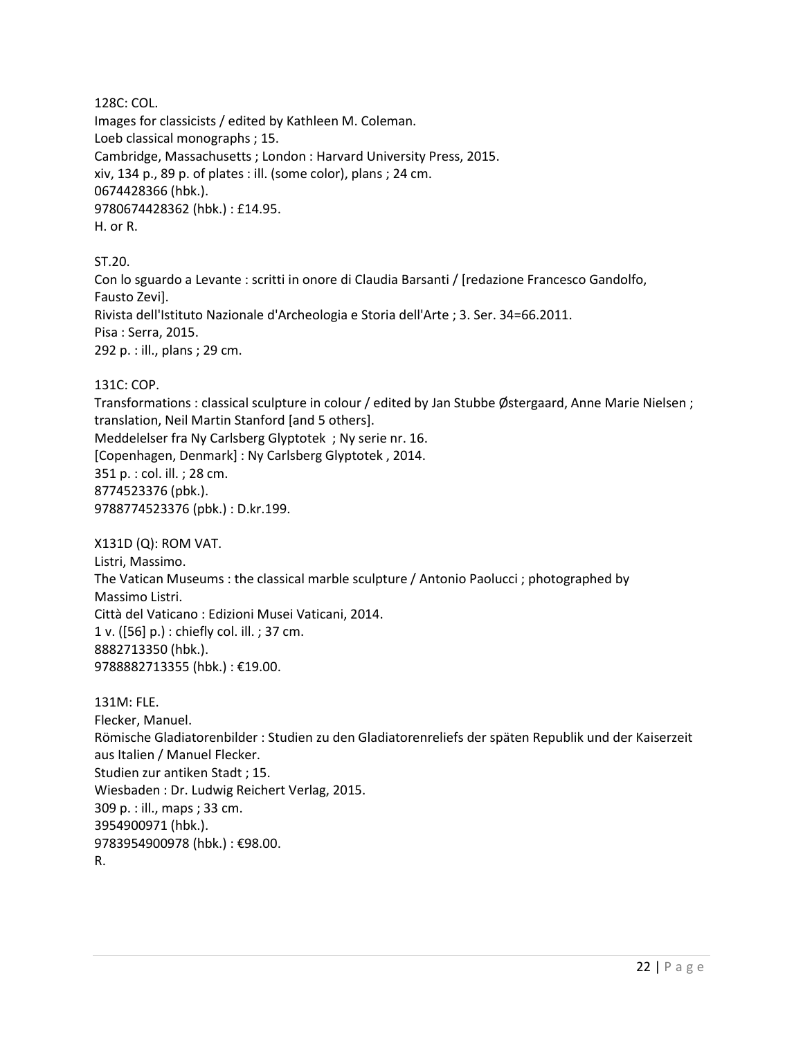128C: COL.
Images for classicists / edited by Kathleen M. Coleman.
Loeb classical monographs ; 15.
Cambridge, Massachusetts ; London : Harvard University Press, 2015.
xiv, 134 p., 89 p. of plates : ill. (some color), plans ; 24 cm.
0674428366 (hbk.).
9780674428362 (hbk.) : £14.95.
H. or R.

ST.20.
Con lo sguardo a Levante : scritti in onore di Claudia Barsanti / [redazione Francesco Gandolfo, Fausto Zevi].
Rivista dell'Istituto Nazionale d'Archeologia e Storia dell'Arte ; 3. Ser. 34=66.2011.
Pisa : Serra, 2015.
292 p. : ill., plans ; 29 cm.

131C: COP.
Transformations : classical sculpture in colour / edited by Jan Stubbe Østergaard, Anne Marie Nielsen ; translation, Neil Martin Stanford [and 5 others].
Meddelelser fra Ny Carlsberg Glyptotek ; Ny serie nr. 16.
[Copenhagen, Denmark] : Ny Carlsberg Glyptotek , 2014.
351 p. : col. ill. ; 28 cm.
8774523376 (pbk.).
9788774523376 (pbk.) : D.kr.199.

X131D (Q): ROM VAT.
Listri, Massimo.
The Vatican Museums : the classical marble sculpture / Antonio Paolucci ; photographed by Massimo Listri.
Città del Vaticano : Edizioni Musei Vaticani, 2014.
1 v. ([56] p.) : chiefly col. ill. ; 37 cm.
8882713350 (hbk.).
9788882713355 (hbk.) : €19.00.

131M: FLE.
Flecker, Manuel.
Römische Gladiatorenbilder : Studien zu den Gladiatorenreliefs der späten Republik und der Kaiserzeit aus Italien / Manuel Flecker.
Studien zur antiken Stadt ; 15.
Wiesbaden : Dr. Ludwig Reichert Verlag, 2015.
309 p. : ill., maps ; 33 cm.
3954900971 (hbk.).
9783954900978 (hbk.) : €98.00.
R.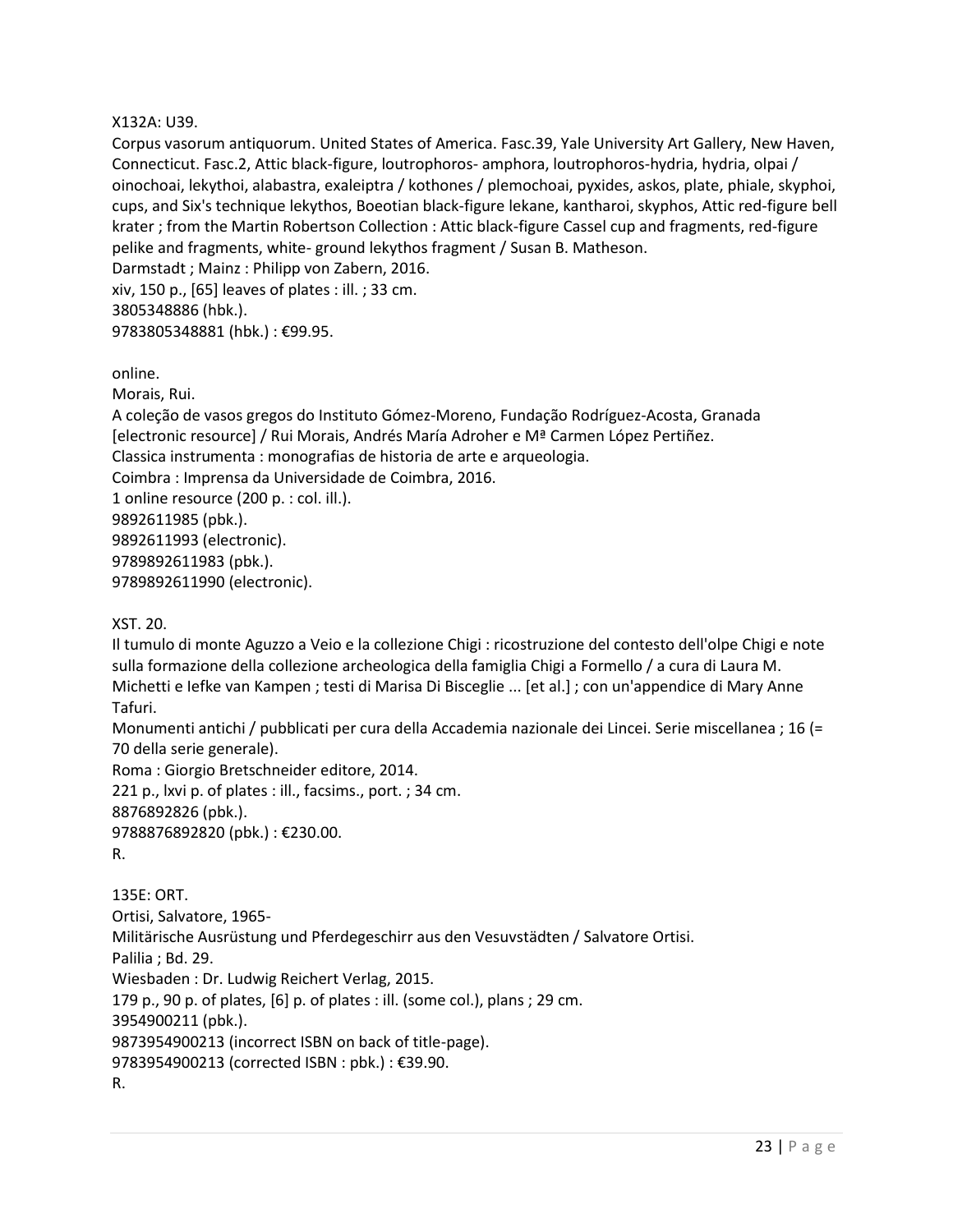X132A: U39.
Corpus vasorum antiquorum. United States of America. Fasc.39, Yale University Art Gallery, New Haven, Connecticut. Fasc.2, Attic black-figure, loutrophoros- amphora, loutrophoros-hydria, hydria, olpai / oinochoai, lekythoi, alabastra, exaleiptra / kothones / plemochoai, pyxides, askos, plate, phiale, skyphoi, cups, and Six's technique lekythos, Boeotian black-figure lekane, kantharoi, skyphos, Attic red-figure bell krater ; from the Martin Robertson Collection : Attic black-figure Cassel cup and fragments, red-figure pelike and fragments, white- ground lekythos fragment / Susan B. Matheson.
Darmstadt ; Mainz : Philipp von Zabern, 2016.
xiv, 150 p., [65] leaves of plates : ill. ; 33 cm.
3805348886 (hbk.).
9783805348881 (hbk.) : €99.95.

online.
Morais, Rui.
A coleção de vasos gregos do Instituto Gómez-Moreno, Fundação Rodríguez-Acosta, Granada [electronic resource] / Rui Morais, Andrés María Adroher e Mª Carmen López Pertiñez.
Classica instrumenta : monografias de historia de arte e arqueologia.
Coimbra : Imprensa da Universidade de Coimbra, 2016.
1 online resource (200 p. : col. ill.).
9892611985 (pbk.).
9892611993 (electronic).
9789892611983 (pbk.).
9789892611990 (electronic).

XST. 20.
Il tumulo di monte Aguzzo a Veio e la collezione Chigi : ricostruzione del contesto dell'olpe Chigi e note sulla formazione della collezione archeologica della famiglia Chigi a Formello / a cura di Laura M. Michetti e Iefke van Kampen ; testi di Marisa Di Bisceglie ... [et al.] ; con un'appendice di Mary Anne Tafuri.
Monumenti antichi / pubblicati per cura della Accademia nazionale dei Lincei. Serie miscellanea ; 16 (= 70 della serie generale).
Roma : Giorgio Bretschneider editore, 2014.
221 p., lxvi p. of plates : ill., facsims., port. ; 34 cm.
8876892826 (pbk.).
9788876892820 (pbk.) : €230.00.
R.

135E: ORT.
Ortisi, Salvatore, 1965-
Militärische Ausrüstung und Pferdegeschirr aus den Vesuvstädten / Salvatore Ortisi.
Palilia ; Bd. 29.
Wiesbaden : Dr. Ludwig Reichert Verlag, 2015.
179 p., 90 p. of plates, [6] p. of plates : ill. (some col.), plans ; 29 cm.
3954900211 (pbk.).
9873954900213 (incorrect ISBN on back of title-page).
9783954900213 (corrected ISBN : pbk.) : €39.90.
R.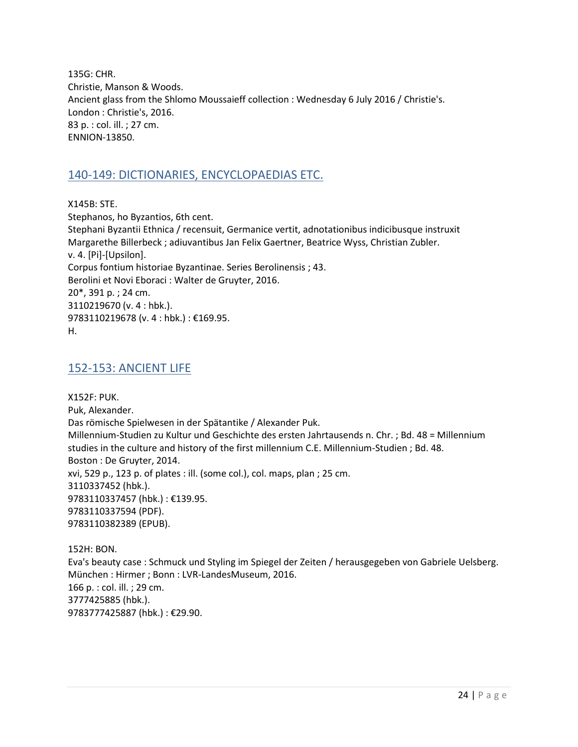135G: CHR.
Christie, Manson & Woods.
Ancient glass from the Shlomo Moussaieff collection : Wednesday 6 July 2016 / Christie's.
London : Christie's, 2016.
83 p. : col. ill. ; 27 cm.
ENNION-13850.

## 140-149: DICTIONARIES, ENCYCLOPAEDIAS ETC.

X145B: STE.
Stephanos, ho Byzantios, 6th cent.
Stephani Byzantii Ethnica / recensuit, Germanice vertit, adnotationibus indicibusque instruxit Margarethe Billerbeck ; adiuvantibus Jan Felix Gaertner, Beatrice Wyss, Christian Zubler.
v. 4. [Pi]-[Upsilon].
Corpus fontium historiae Byzantinae. Series Berolinensis ; 43.
Berolini et Novi Eboraci : Walter de Gruyter, 2016.
20*, 391 p. ; 24 cm.
3110219670 (v. 4 : hbk.).
9783110219678 (v. 4 : hbk.) : €169.95.
H.

## 152-153: ANCIENT LIFE

X152F: PUK.
Puk, Alexander.
Das römische Spielwesen in der Spätantike / Alexander Puk.
Millennium-Studien zu Kultur und Geschichte des ersten Jahrtausends n. Chr. ; Bd. 48 = Millennium studies in the culture and history of the first millennium C.E. Millennium-Studien ; Bd. 48.
Boston : De Gruyter, 2014.
xvi, 529 p., 123 p. of plates : ill. (some col.), col. maps, plan ; 25 cm.
3110337452 (hbk.).
9783110337457 (hbk.) : €139.95.
9783110337594 (PDF).
9783110382389 (EPUB).

152H: BON.
Eva's beauty case : Schmuck und Styling im Spiegel der Zeiten / herausgegeben von Gabriele Uelsberg.
München : Hirmer ; Bonn : LVR-LandesMuseum, 2016.
166 p. : col. ill. ; 29 cm.
3777425885 (hbk.).
9783777425887 (hbk.) : €29.90.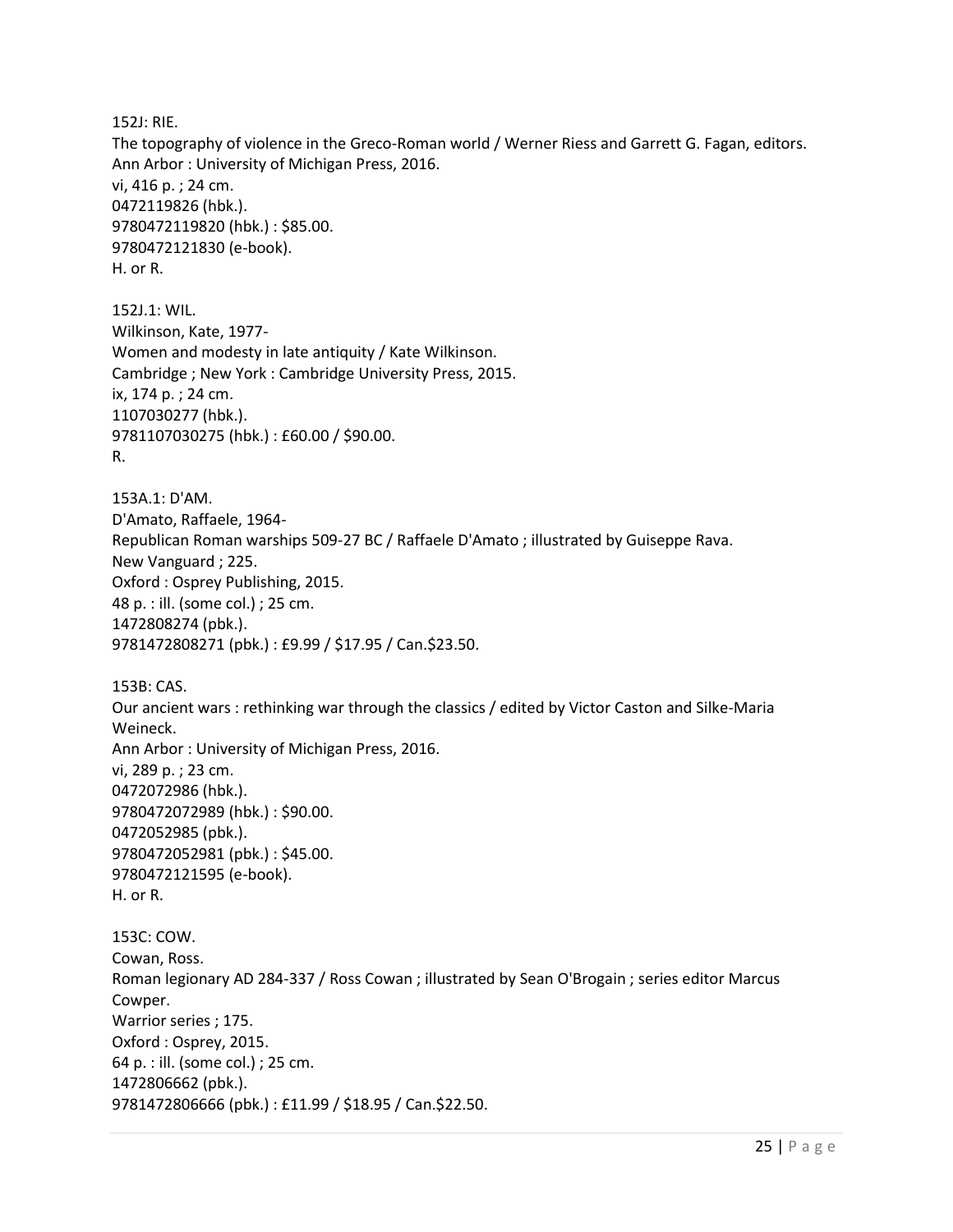152J: RIE.
The topography of violence in the Greco-Roman world / Werner Riess and Garrett G. Fagan, editors.
Ann Arbor : University of Michigan Press, 2016.
vi, 416 p. ; 24 cm.
0472119826 (hbk.).
9780472119820 (hbk.) : $85.00.
9780472121830 (e-book).
H. or R.

152J.1: WIL.
Wilkinson, Kate, 1977-
Women and modesty in late antiquity / Kate Wilkinson.
Cambridge ; New York : Cambridge University Press, 2015.
ix, 174 p. ; 24 cm.
1107030277 (hbk.).
9781107030275 (hbk.) : £60.00 / $90.00.
R.

153A.1: D'AM.
D'Amato, Raffaele, 1964-
Republican Roman warships 509-27 BC / Raffaele D'Amato ; illustrated by Guiseppe Rava.
New Vanguard ; 225.
Oxford : Osprey Publishing, 2015.
48 p. : ill. (some col.) ; 25 cm.
1472808274 (pbk.).
9781472808271 (pbk.) : £9.99 / $17.95 / Can.$23.50.

153B: CAS.
Our ancient wars : rethinking war through the classics / edited by Victor Caston and Silke-Maria Weineck.
Ann Arbor : University of Michigan Press, 2016.
vi, 289 p. ; 23 cm.
0472072986 (hbk.).
9780472072989 (hbk.) : $90.00.
0472052985 (pbk.).
9780472052981 (pbk.) : $45.00.
9780472121595 (e-book).
H. or R.

153C: COW.
Cowan, Ross.
Roman legionary AD 284-337 / Ross Cowan ; illustrated by Sean O'Brogain ; series editor Marcus Cowper.
Warrior series ; 175.
Oxford : Osprey, 2015.
64 p. : ill. (some col.) ; 25 cm.
1472806662 (pbk.).
9781472806666 (pbk.) : £11.99 / $18.95 / Can.$22.50.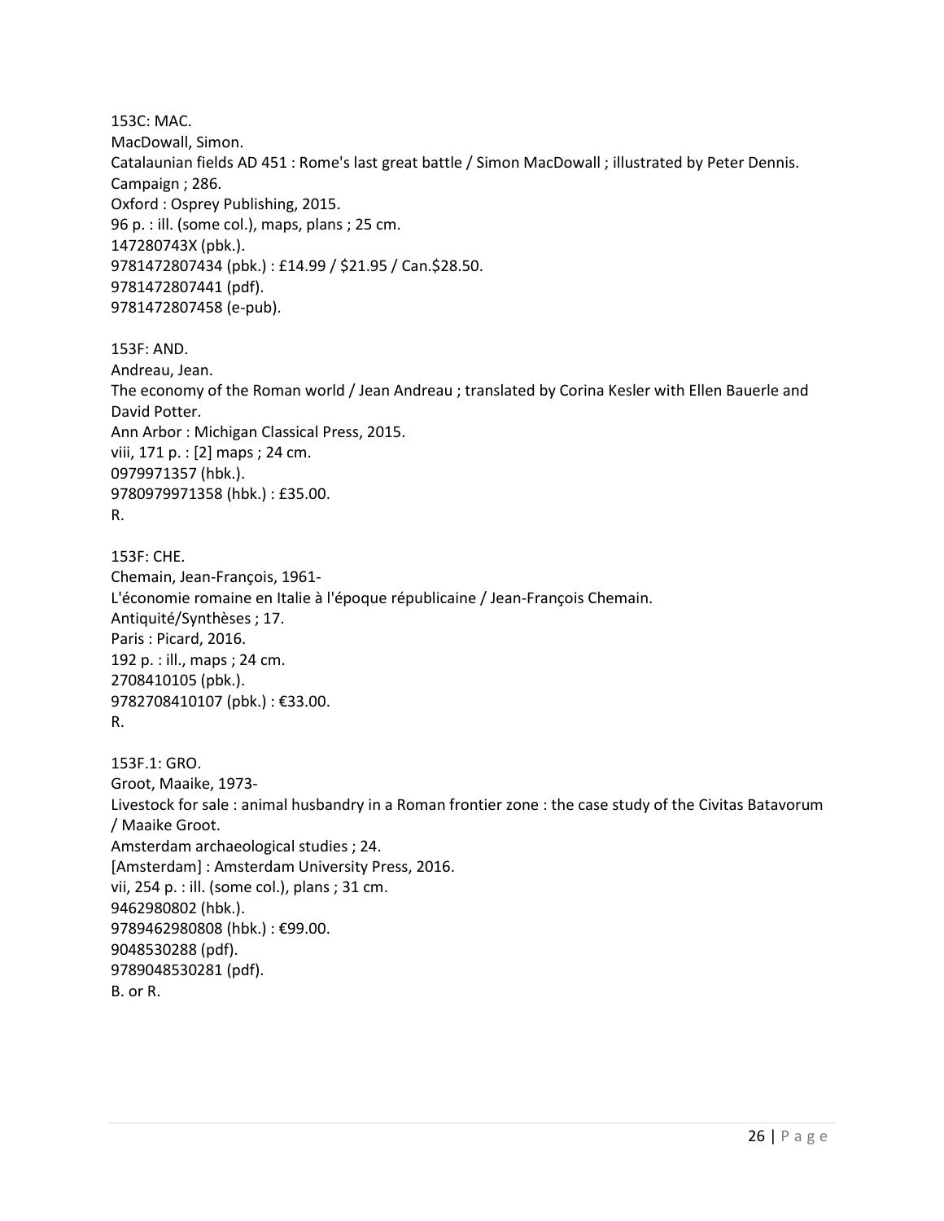153C: MAC.
MacDowall, Simon.
Catalaunian fields AD 451 : Rome's last great battle / Simon MacDowall ; illustrated by Peter Dennis.
Campaign ; 286.
Oxford : Osprey Publishing, 2015.
96 p. : ill. (some col.), maps, plans ; 25 cm.
147280743X (pbk.).
9781472807434 (pbk.) : £14.99 / $21.95 / Can.$28.50.
9781472807441 (pdf).
9781472807458 (e-pub).

153F: AND.
Andreau, Jean.
The economy of the Roman world / Jean Andreau ; translated by Corina Kesler with Ellen Bauerle and David Potter.
Ann Arbor : Michigan Classical Press, 2015.
viii, 171 p. : [2] maps ; 24 cm.
0979971357 (hbk.).
9780979971358 (hbk.) : £35.00.
R.

153F: CHE.
Chemain, Jean-François, 1961-
L'économie romaine en Italie à l'époque républicaine / Jean-François Chemain.
Antiquité/Synthèses ; 17.
Paris : Picard, 2016.
192 p. : ill., maps ; 24 cm.
2708410105 (pbk.).
9782708410107 (pbk.) : €33.00.
R.

153F.1: GRO.
Groot, Maaike, 1973-
Livestock for sale : animal husbandry in a Roman frontier zone : the case study of the Civitas Batavorum / Maaike Groot.
Amsterdam archaeological studies ; 24.
[Amsterdam] : Amsterdam University Press, 2016.
vii, 254 p. : ill. (some col.), plans ; 31 cm.
9462980802 (hbk.).
9789462980808 (hbk.) : €99.00.
9048530288 (pdf).
9789048530281 (pdf).
B. or R.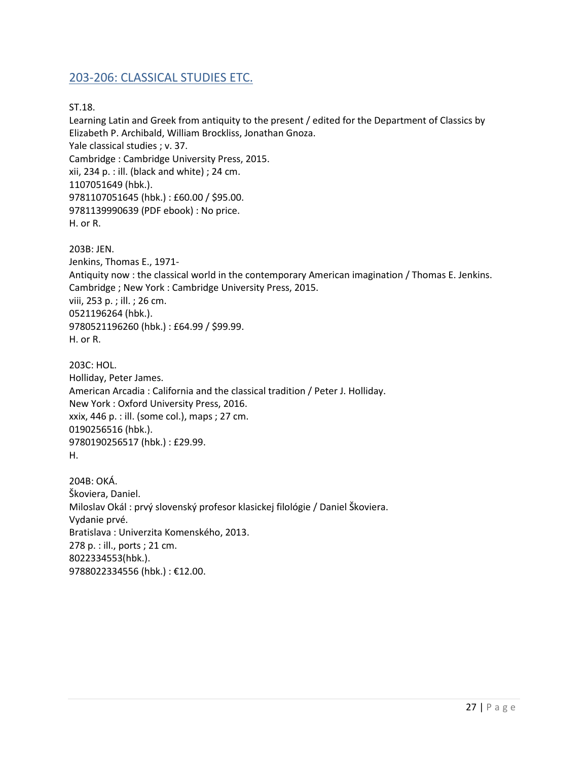## 203-206: CLASSICAL STUDIES ETC.

ST.18.
Learning Latin and Greek from antiquity to the present / edited for the Department of Classics by Elizabeth P. Archibald, William Brockliss, Jonathan Gnoza.
Yale classical studies ; v. 37.
Cambridge : Cambridge University Press, 2015.
xii, 234 p. : ill. (black and white) ; 24 cm.
1107051649 (hbk.).
9781107051645 (hbk.) : £60.00 / $95.00.
9781139990639 (PDF ebook) : No price.
H. or R.

203B: JEN.
Jenkins, Thomas E., 1971-
Antiquity now : the classical world in the contemporary American imagination / Thomas E. Jenkins.
Cambridge ; New York : Cambridge University Press, 2015.
viii, 253 p. ; ill. ; 26 cm.
0521196264 (hbk.).
9780521196260 (hbk.) : £64.99 / $99.99.
H. or R.

203C: HOL.
Holliday, Peter James.
American Arcadia : California and the classical tradition / Peter J. Holliday.
New York : Oxford University Press, 2016.
xxix, 446 p. : ill. (some col.), maps ; 27 cm.
0190256516 (hbk.).
9780190256517 (hbk.) : £29.99.
H.

204B: OKÁ.
Škoviera, Daniel.
Miloslav Okál : prvý slovenský profesor klasickej filológie / Daniel Škoviera.
Vydanie prvé.
Bratislava : Univerzita Komenského, 2013.
278 p. : ill., ports ; 21 cm.
8022334553(hbk.).
9788022334556 (hbk.) : €12.00.